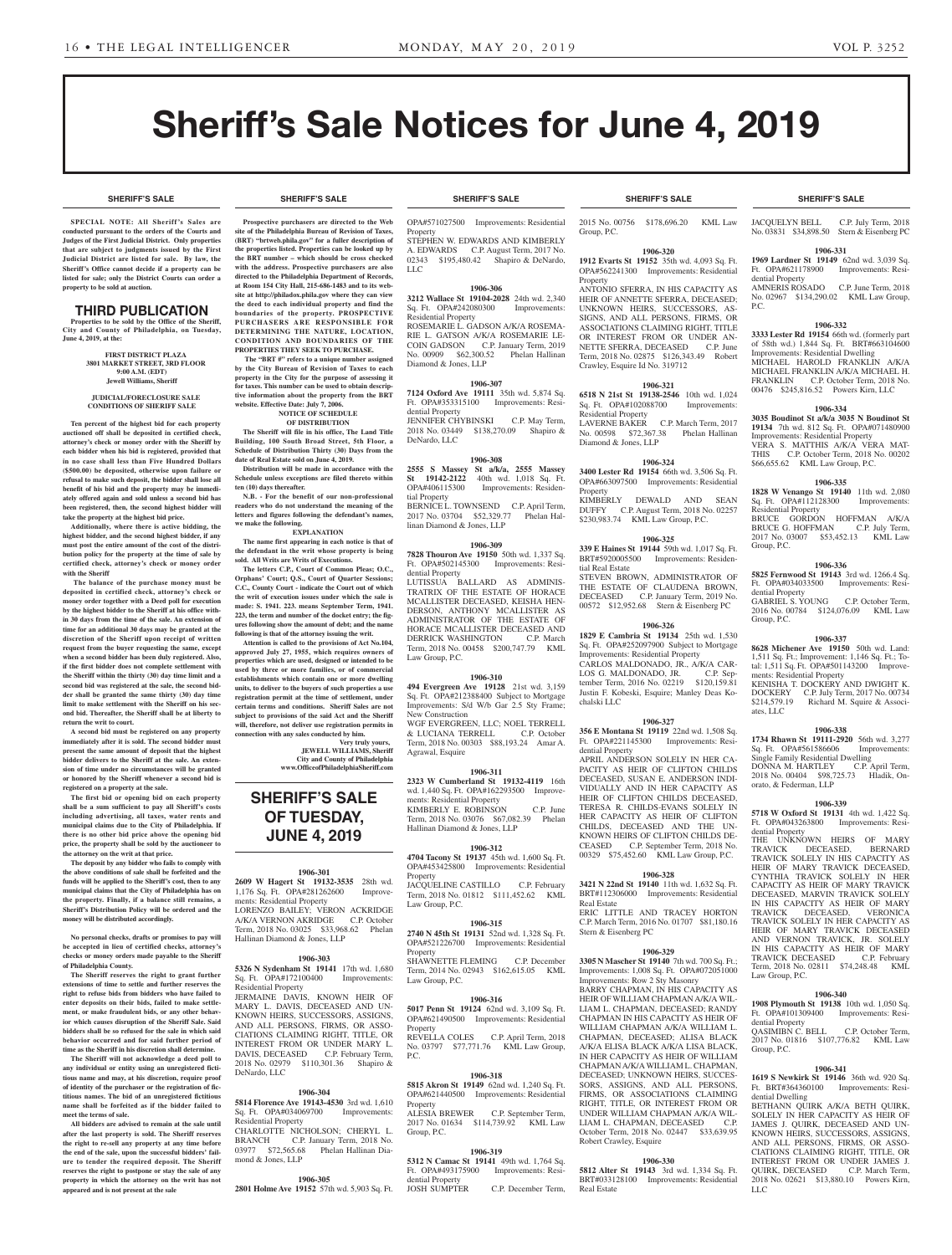# Sheriff's Sale Notices for June 4, 2019

**SHERIFF'S SALE**

**SPECIAL NOTE: All Sheriff's Sales are conducted pursuant to the orders of the Courts and Judges of the First Judicial District. Only properties that are subject to judgments issued by the First Judicial District are listed for sale. By law, the Sheriff's Office cannot decide if a property can be listed for sale; only the District Courts can order a property to be sold at auction.**

## THIRD PUBLICATION

**Properties to be sold by the Office of the Sheriff, City and County of Philadelphia, on Tuesday, June 4, 2019, at the:**

**FIRST DISTRICT PLAZA**
**3801 MARKET STREET, 3RD FLOOR**
**9:00 A.M. (EDT)**
**Jewell Williams, Sheriff**

**JUDICIAL/FORECLOSURE SALE CONDITIONS OF SHERIFF SALE**

**Ten percent of the highest bid for each property auctioned off shall be deposited in certified check, attorney's check or money order with the Sheriff by each bidder when his bid is registered, provided that in no case shall less than Five Hundred Dollars ($500.00) be deposited, otherwise upon failure or refusal to make such deposit, the bidder shall lose all benefit of his bid and the property may be immediately offered again and sold unless a second bid has been registered, then, the second highest bidder will take the property at the highest bid price.**

**Additionally, where there is active bidding, the highest bidder, and the second highest bidder, if any must post the entire amount of the cost of the distribution policy for the property at the time of sale by certified check, attorney's check or money order with the Sheriff**

**The balance of the purchase money must be deposited in certified check, attorney's check or money order together with a Deed poll for execution by the highest bidder to the Sheriff at his office within 30 days from the time of the sale. An extension of time for an additional 30 days may be granted at the discretion of the Sheriff upon receipt of written request from the buyer requesting the same, except when a second bidder has been duly registered. Also, if the first bidder does not complete settlement with the Sheriff within the thirty (30) day time limit and a second bid was registered at the sale, the second bidder shall be granted the same thirty (30) day time limit to make settlement with the Sheriff on his second bid. Thereafter, the Sheriff shall be at liberty to return the writ to court.**

**A second bid must be registered on any property immediately after it is sold. The second bidder must present the same amount of deposit that the highest bidder delivers to the Sheriff at the sale. An extension of time under no circumstances will be granted or honored by the Sheriff whenever a second bid is registered on a property at the sale.**

**The first bid or opening bid on each property shall be a sum sufficient to pay all Sheriff's costs including advertising, all taxes, water rents and municipal claims due to the City of Philadelphia. If there is no other bid price above the opening bid price, the property shall be sold by the auctioneer to the attorney on the writ at that price.**

**The deposit by any bidder who fails to comply with the above conditions of sale shall be forfeited and the funds will be applied to the Sheriff's cost, then to any municipal claims that the City of Philadelphia has on the property. Finally, if a balance still remains, a Sheriff's Distribution Policy will be ordered and the money will be distributed accordingly.**

**No personal checks, drafts or promises to pay will be accepted in lieu of certified checks, attorney's checks or money orders made payable to the Sheriff of Philadelphia County.**

**The Sheriff reserves the right to grant further extensions of time to settle and further reserves the right to refuse bids from bidders who have failed to enter deposits on their bids, failed to make settlement, or make fraudulent bids, or any other behavior which causes disruption of the Sheriff Sale. Said bidders shall be so refused for the sale in which said behavior occurred and for said further period of time as the Sheriff in his discretion shall determine.**

**The Sheriff will not acknowledge a deed poll to any individual or entity using an unregistered fictitious name and may, at his discretion, require proof of identity of the purchaser or the registration of fictitious names. The bid of an unregistered fictitious name shall be forfeited as if the bidder failed to meet the terms of sale.**

**All bidders are advised to remain at the sale until after the last property is sold. The Sheriff reserves the right to re-sell any property at any time before the end of the sale, upon the successful bidders' failure to tender the required deposit. The Sheriff reserves the right to postpone or stay the sale of any property in which the attorney on the writ has not appeared and is not present at the sale**

**Prospective purchasers are directed to the Web site of the Philadelphia Bureau of Revision of Taxes, (BRT) "brtweb.phila.gov" for a fuller description of the properties listed. Properties can be looked up by the BRT number – which should be cross checked with the address. Prospective purchasers are also directed to the Philadelphia Department of Records, at Room 154 City Hall, 215-686-1483 and to its website at http://philadox.phila.gov where they can view the deed to each individual property and find the boundaries of the property. PROSPECTIVE PURCHASERS ARE RESPONSIBLE FOR DETERMINING THE NATURE, LOCATION, CONDITION AND BOUNDARIES OF THE PROPERTIES THEY SEEK TO PURCHASE.**

**The "BRT #" refers to a unique number assigned by the City Bureau of Revision of Taxes to each property in the City for the purpose of assessing it for taxes. This number can be used to obtain descriptive information about the property from the BRT website. Effective Date: July 7, 2006.**

**NOTICE OF SCHEDULE OF DISTRIBUTION**

**The Sheriff will file in his office, The Land Title Building, 100 South Broad Street, 5th Floor, a Schedule of Distribution Thirty (30) Days from the date of Real Estate sold on June 4, 2019.**

**Distribution will be made in accordance with the Schedule unless exceptions are filed thereto within ten (10) days thereafter.**

**N.B. - For the benefit of our non-professional readers who do not understand the meaning of the letters and figures following the defendant's names, we make the following.**

**EXPLANATION**

**The name first appearing in each notice is that of the defendant in the writ whose property is being sold. All Writs are Writs of Executions.**

**The letters C.P., Court of Common Pleas; O.C., Orphans' Court; Q.S., Court of Quarter Sessions; C.C., County Court - indicate the Court out of which the writ of execution issues under which the sale is made: S. 1941. 223. means September Term, 1941. 223, the term and number of the docket entry; the figures following show the amount of debt; and the name following is that of the attorney issuing the writ.**

**Attention is called to the provisions of Act No.104, approved July 27, 1955, which requires owners of properties which are used, designed or intended to be used by three or more families, or of commercial establishments which contain one or more dwelling units, to deliver to the buyers of such properties a use registration permit at the time of settlement, under certain terms and conditions. Sheriff Sales are not subject to provisions of the said Act and the Sheriff will, therefore, not deliver use registration permits in connection with any sales conducted by him.**

**Very truly yours,**
**JEWELL WILLIAMS, Sheriff**
**City and County of Philadelphia**
**www.OfficeofPhiladelphiaSheriff.com**

## SHERIFF'S SALE OF TUESDAY, JUNE 4, 2019

**1906-301**
**2609 W Hagert St 19132-3535** 28th wd. 1,176 Sq. Ft. OPA#281262600 Improvements: Residential Property
LORENZO BAILEY; VERON ACKRIDGE A/K/A VERNON AKRIDGE C.P. October Term, 2018 No. 03025 $33,968.62 Phelan Hallinan Diamond & Jones, LLP

**1906-303**
**5326 N Sydenham St 19141** 17th wd. 1,680 Sq. Ft. OPA#172100400 Improvements: Residential Property
JERMAINE DAVIS, KNOWN HEIR OF MARY L. DAVIS, DECEASED AND UNKNOWN HEIRS, SUCCESSORS, ASSIGNS, AND ALL PERSONS, FIRMS, OR ASSOCIATIONS CLAIMING RIGHT, TITLE, OR INTEREST FROM OR UNDER MARY L. DAVIS, DECEASED C.P. February Term, 2018 No. 02979 $110,301.36 Shapiro & DeNardo, LLC

**1906-304**
**5814 Florence Ave 19143-4530** 3rd wd. 1,610 Sq. Ft. OPA#034069700 Improvements: Residential Property
CHARLOTTE NICHOLSON; CHERYL L. BRANCH C.P. January Term, 2018 No. 03977 $72,565.68 Phelan Hallinan Diamond & Jones, LLP

**1906-305**
**2801 Holme Ave 19152** 57th wd. 5,903 Sq. Ft. OPA#571027500 Improvements: Residential Property
STEPHEN W. EDWARDS AND KIMBERLY A. EDWARDS C.P. August Term, 2017 No. 02343 $195,480.42 Shapiro & DeNardo, LLC

**1906-306**
**3212 Wallace St 19104-2028** 24th wd. 2,340 Sq. Ft. OPA#242080300 Improvements: Residential Property
ROSEMARIE L. GADSON A/K/A ROSEMARIE L. GATSON A/K/A ROSEMARIE LECOIN GADSON C.P. January Term, 2019 No. 00909 $62,300.52 Phelan Hallinan Diamond & Jones, LLP

**1906-307**
**7124 Oxford Ave 19111** 35th wd. 5,874 Sq. Ft. OPA#353315100 Improvements: Residential Property
JENNIFER CHYBINSKI C.P. May Term, 2018 No. 03449 $138,270.09 Shapiro & DeNardo, LLC

**1906-308**
**2555 S Massey St a/k/a, 2555 Massey St 19142-2122** 40th wd. 1,018 Sq. Ft. OPA#406115300 Improvements: Residential Property
BERNICE L. TOWNSEND C.P. April Term, 2017 No. 03704 $52,329.77 Phelan Hallinan Diamond & Jones, LLP

**1906-309**
**7828 Thouron Ave 19150** 50th wd. 1,337 Sq. Ft. OPA#502145300 Improvements: Residential Property
LUTISSUA BALLARD AS ADMINISTRATRIX OF THE ESTATE OF HORACE MCALLISTER DECEASED, KEISHA HENDERSON, ANTHONY MCALLISTER AS ADMINISTRATOR OF THE ESTATE OF HORACE MCALLISTER DECEASED AND DERRICK WASHINGTON C.P. March Term, 2018 No. 00458 $200,747.79 KML Law Group, P.C.

**1906-310**
**494 Evergreen Ave 19128** 21st wd. 3,159 Sq. Ft. OPA#212388400 Subject to Mortgage Improvements: S/d W/b Gar 2.5 Sty Frame; New Construction
WGF EVERGREEN, LLC; NOEL TERRELL & LUCIANA TERRELL C.P. October Term, 2018 No. 00303 $88,193.24 Amar A. Agrawal, Esquire

**1906-311**
**2323 W Cumberland St 19132-4119** 16th wd. 1,440 Sq. Ft. OPA#162293500 Improvements: Residential Property
KIMBERLY E. ROBINSON C.P. June Term, 2014 No. 03076 $67,082.39 Phelan Hallinan Diamond & Jones, LLP

**1906-312**
**4704 Tacony St 19137** 45th wd. 1,600 Sq. Ft. OPA#453425800 Improvements: Residential Property
JACQUELINE CASTILLO C.P. February Term, 2018 No. 01812 $111,452.62 KML Law Group, P.C.

**1906-315**
**2740 N 45th St 19131** 52nd wd. 1,328 Sq. Ft. OPA#521226700 Improvements: Residential Property
SHAWNETTE FLEMING C.P. December Term, 2014 No. 02943 $162,615.05 KML Law Group, P.C.

**1906-316**
**5017 Penn St 19124** 62nd wd. 3,109 Sq. Ft. OPA#621490500 Improvements: Residential Property
REVELLA COLES C.P. April Term, 2018 No. 03797 $77,771.76 KML Law Group, P.C.

**1906-318**
**5815 Akron St 19149** 62nd wd. 1,240 Sq. Ft. OPA#621440500 Improvements: Residential Property
ALESIA BREWER C.P. September Term, 2017 No. 01634 $114,739.92 KML Law Group, P.C.

**1906-319**
**5312 N Camac St 19141** 49th wd. 1,764 Sq. Ft. OPA#493175900 Improvements: Residential Property
JOSH SUMPTER C.P. December Term, 2015 No. 00756 $178,696.20 KML Law Group, P.C.

**1906-320**
**1912 Evarts St 19152** 35th wd. 4,093 Sq. Ft. OPA#562241300 Improvements: Residential Property
ANTONIO SFERRA, IN HIS CAPACITY AS HEIR OF ANNETTE SFERRA, DECEASED; UNKNOWN HEIRS, SUCCESSORS, ASSIGNS, AND ALL PERSONS, FIRMS, OR ASSOCIATIONS CLAIMING RIGHT, TITLE OR INTEREST FROM OR UNDER ANNETTE SFERRA, DECEASED C.P. June Term, 2018 No. 02875 $126,343.49 Robert Crawley, Esquire Id No. 319712

**1906-321**
**6518 N 21st St 19138-2546** 10th wd. 1,024 Sq. Ft. OPA#102088700 Improvements: Residential Property
LAVERNE BAKER C.P. March Term, 2017 No. 00598 $72,367.38 Phelan Hallinan Diamond & Jones, LLP

**1906-324**
**3400 Lester Rd 19154** 66th wd. 3,506 Sq. Ft. OPA#663097500 Improvements: Residential Property
KIMBERLY DEWALD AND SEAN DUFFY C.P. August Term, 2018 No. 02257 $230,983.74 KML Law Group, P.C.

**1906-325**
**339 E Haines St 19144** 59th wd. 1,017 Sq. Ft. BRT#5920005500 Improvements: Residential Real Estate
STEVEN BROWN, ADMINISTRATOR OF THE ESTATE OF CLAUDENA BROWN, DECEASED C.P. January Term, 2019 No. 00572 $12,952.68 Stern & Eisenberg PC

**1906-326**
**1829 E Cambria St 19134** 25th wd. 1,530 Sq. Ft. OPA#252097900 Subject to Mortgage Improvements: Residential Property
CARLOS MALDONADO, JR., A/K/A CARLOS G. MALDONADO, JR. C.P. September Term, 2016 No. 02219 $120,159.81 Justin F. Kobeski, Esquire; Manley Deas Kochalski LLC

**1906-327**
**356 E Montana St 19119** 22nd wd. 1,508 Sq. Ft. OPA#221145300 Improvements: Residential Property
APRIL ANDERSON SOLELY IN HER CAPACITY AS HEIR OF CLIFTON CHILDS DECEASED, SUSAN E. ANDERSON INDIVIDUALLY AND IN HER CAPACITY AS HEIR OF CLIFTON CHILDS DECEASED, TERESA R. CHILDS-EVANS SOLELY IN HER CAPACITY AS HEIR OF CLIFTON CHILDS, DECEASED AND THE UNKNOWN HEIRS OF CLIFTON CHILDS DECEASED C.P. September Term, 2018 No. 00329 $75,452.60 KML Law Group, P.C.

**1906-328**
**3421 N 22nd St 19140** 11th wd. 1,632 Sq. Ft. BRT#112306000 Improvements: Residential Real Estate
ERIC LITTLE AND TRACEY HORTON C.P. March Term, 2016 No. 01707 $81,180.16 Stern & Eisenberg PC

**1906-329**
**3305 N Mascher St 19140** 7th wd. 700 Sq. Ft.; Improvements: 1,008 Sq. Ft. OPA#072051000 Improvements: Row 2 Sty Masonry
BARRY CHAPMAN, IN HIS CAPACITY AS HEIR OF WILLIAM CHAPMAN A/K/A WILLIAM L. CHAPMAN, DECEASED; RANDY CHAPMAN IN HIS CAPACITY AS HEIR OF WILLIAM CHAPMAN A/K/A WILLIAM L. CHAPMAN, DECEASED; ALISA BLACK A/K/A ELISA BLACK A/K/A LISA BLACK, IN HER CAPACITY AS HEIR OF WILLIAM CHAPMAN A/K/A WILLIAM L. CHAPMAN, DECEASED; UNKNOWN HEIRS, SUCCESSORS, ASSIGNS, AND ALL PERSONS, FIRMS, OR ASSOCIATIONS CLAIMING RIGHT, TITLE, OR INTEREST FROM OR UNDER WILLIAM CHAPMAN A/K/A WILLIAM L. CHAPMAN, DECEASED C.P. October Term, 2018 No. 02447 $33,639.95 Robert Crawley, Esquire

**1906-330**
**5812 Alter St 19143** 3rd wd. 1,334 Sq. Ft. BRT#033128100 Improvements: Residential Real Estate
JACQUELYN BELL C.P. July Term, 2018 No. 03831 $34,898.50 Stern & Eisenberg PC

**1906-331**
**1969 Lardner St 19149** 62nd wd. 3,039 Sq. Ft. OPA#621178900 Improvements: Residential Property
AMNERIS ROSADO C.P. June Term, 2018 No. 02967 $134,290.02 KML Law Group, P.C.

**1906-332**
**3333 Lester Rd 19154** 66th wd. (formerly part of 58th wd.) 1,844 Sq. Ft. BRT#663104600 Improvements: Residential Dwelling
MICHAEL HAROLD FRANKLIN A/K/A MICHAEL FRANKLIN A/K/A MICHAEL H. FRANKLIN C.P. October Term, 2018 No. 00476 $245,816.52 Powers Kirn, LLC

**1906-334**
**3035 Boudinot St a/k/a 3035 N Boudinot St 19134** 7th wd. 812 Sq. Ft. OPA#071480900 Improvements: Residential Property
VERA S. MATTHIS A/K/A VERA MATTHIS C.P. October Term, 2018 No. 00202 $66,655.62 KML Law Group, P.C.

**1906-335**
**1828 W Venango St 19140** 11th wd. 2,080 Sq. Ft. OPA#112128300 Improvements: Residential Property
BRUCE GORDON HOFFMAN A/K/A BRUCE G. HOFFMAN C.P. July Term, 2017 No. 03007 $53,452.13 KML Law Group, P.C.

**1906-336**
**5825 Fernwood St 19143** 3rd wd. 1266.4 Sq. Ft. OPA#034033500 Improvements: Residential Property
GABRIEL S. YOUNG C.P. October Term, 2016 No. 00784 $124,076.09 KML Law Group, P.C.

**1906-337**
**8628 Michener Ave 19150** 50th wd. Land: 1,511 Sq. Ft.; Improvement: 1,146 Sq. Ft.; Total: 1,511 Sq. Ft. OPA#501143200 Improvements: Residential Property
KENISHA T. DOCKERY AND DWIGHT K. DOCKERY C.P. July Term, 2017 No. 00734 $214,579.19 Richard M. Squire & Associates, LLC

**1906-338**
**1734 Rhawn St 19111-2920** 56th wd. 3,277 Sq. Ft. OPA#561586606 Improvements: Single Family Residential Dwelling
DONNA M. HARTLEY C.P. April Term, 2018 No. 00404 $98,725.73 Hladik, Onorato, & Federman, LLP

**1906-339**
**5718 W Oxford St 19131** 4th wd. 1,422 Sq. Ft. OPA#043263800 Improvements: Residential Property
THE UNKNOWN HEIRS OF MARY TRAVICK DECEASED, BERNARD TRAVICK SOLELY IN HIS CAPACITY AS HEIR OF MARY TRAVICK DECEASED, CYNTHIA TRAVICK SOLELY IN HER CAPACITY AS HEIR OF MARY TRAVICK DECEASED, MARVIN TRAVICK SOLELY IN HIS CAPACITY AS HEIR OF MARY TRAVICK DECEASED, VERONICA TRAVICK SOLELY IN HER CAPACITY AS HEIR OF MARY TRAVICK DECEASED AND VERNON TRAVICK, JR. SOLELY IN HIS CAPACITY AS HEIR OF MARY TRAVICK DECEASED C.P. February Term, 2018 No. 02811 $74,248.48 KML Law Group, P.C.

**1906-340**
**1908 Plymouth St 19138** 10th wd. 1,050 Sq. Ft. OPA#101309400 Improvements: Residential Property
QASIMIBN C. BELL C.P. October Term, 2017 No. 01816 $107,776.82 KML Law Group, P.C.

**1906-341**
**1619 S Newkirk St 19146** 36th wd. 920 Sq. Ft. BRT#364360100 Improvements: Residential Dwelling
BETHANN QUIRK A/K/A BETH QUIRK, SOLELY IN HER CAPACITY AS HEIR OF JAMES J. QUIRK, DECEASED AND UNKNOWN HEIRS, SUCCESSORS, ASSIGNS, AND ALL PERSONS, FIRMS, OR ASSOCIATIONS CLAIMING RIGHT, TITLE, OR INTEREST FROM OR UNDER JAMES J. QUIRK, DECEASED C.P. March Term, 2018 No. 02621 $13,880.10 Powers Kirn, LLC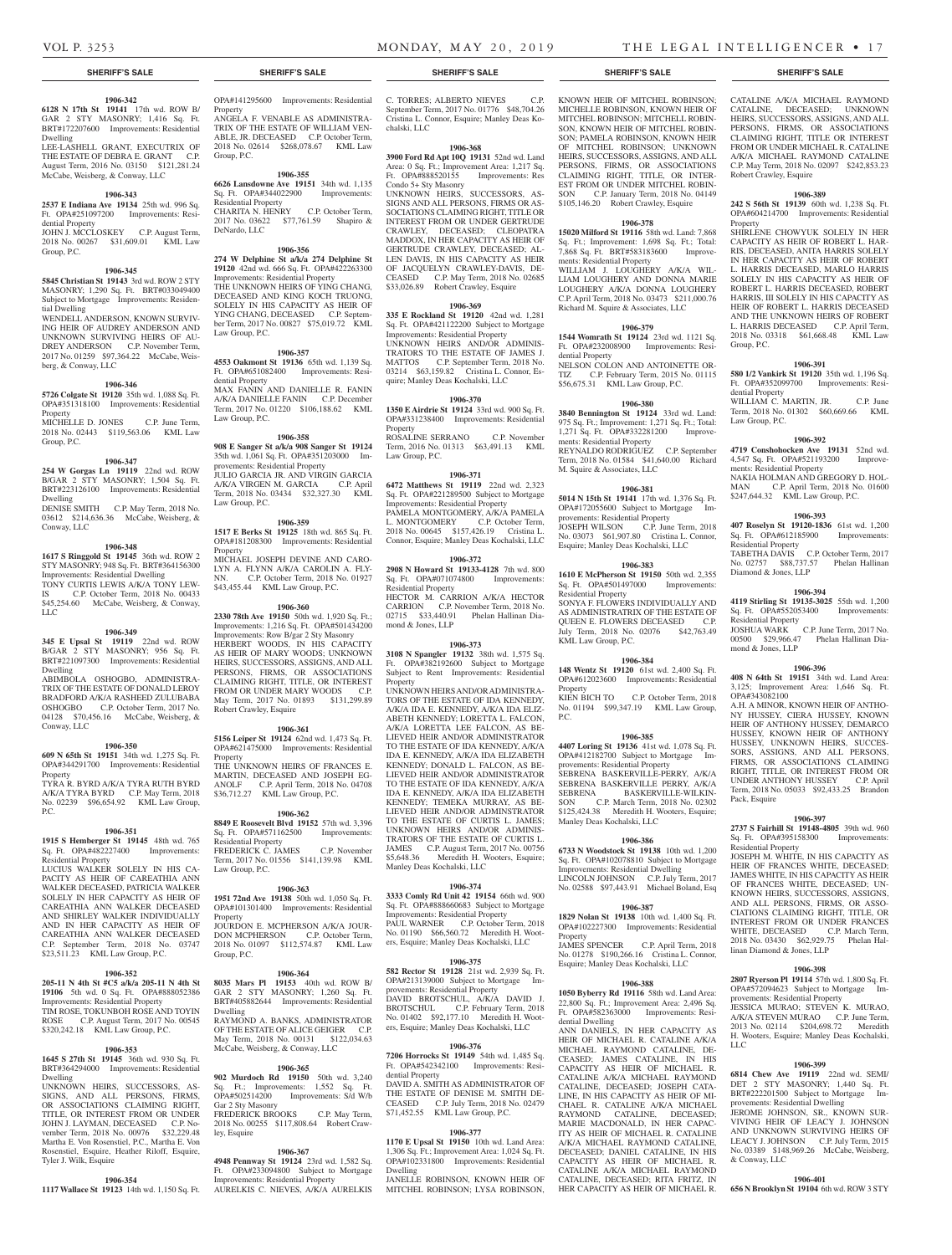**SHERIFF'S SALE**

**1906-342**

**6128 N 17th St 19141** 17th wd. ROW B/GAR 2 STY MASONRY; 1,416 Sq. Ft. BRT#172207600 Improvements: Residential Dwelling

LEE-LASHELL GRANT, EXECUTRIX OF THE ESTATE OF DEBRA E. GRANT C.P. August Term, 2016 No. 03150 $121,281.24 McCabe, Weisberg, & Conway, LLC

**1906-343**

**2537 E Indiana Ave 19134** 25th wd. 996 Sq. Ft. OPA#251097200 Improvements: Residential Property

JOHN J. MCCLOSKEY C.P. August Term, 2018 No. 00267 $31,609.01 KML Law Group, P.C.

**1906-345**

**5845 Christian St 19143** 3rd wd. ROW 2 STY MASONRY; 1,290 Sq. Ft. BRT#033049400 Subject to Mortgage Improvements: Residential Dwelling

WENDELL ANDERSON, KNOWN SURVIVING HEIR OF AUDREY ANDERSON AND UNKNOWN SURVIVING HEIRS OF AUDREY ANDERSON C.P. November Term, 2017 No. 01259 $97,364.22 McCabe, Weisberg, & Conway, LLC

**1906-346**

**5726 Colgate St 19120** 35th wd. 1,088 Sq. Ft. OPA#351318100 Improvements: Residential Property

MICHELLE D. JONES C.P. June Term, 2018 No. 02443 $119,563.06 KML Law Group, P.C.

**1906-347**

**254 W Gorgas Ln 19119** 22nd wd. ROW B/GAR 2 STY MASONRY; 1,504 Sq. Ft. BRT#223126100 Improvements: Residential Dwelling

DENISE SMITH C.P. May Term, 2018 No. 03612 $214,636.36 McCabe, Weisberg, & Conway, LLC

**1906-348**

**1617 S Ringgold St 19145** 36th wd. ROW 2 STY MASONRY; 948 Sq. Ft. BRT#364156300 Improvements: Residential Dwelling

TONY CURTIS LEWIS A/K/A TONY LEWIS C.P. October Term, 2018 No. 00433 $45,254.60 McCabe, Weisberg, & Conway, LLC

**1906-349**

**345 E Upsal St 19119** 22nd wd. ROW B/GAR 2 STY MASONRY; 956 Sq. Ft. BRT#221097300 Improvements: Residential Dwelling

ABIMBOLA OSHOGBO, ADMINISTRATRIX OF THE ESTATE OF DONALD LEROY BRADFORD A/K/A RASHEED ZULUBABA OSHOGBO C.P. October Term, 2017 No. 04128 $70,456.16 McCabe, Weisberg, & Conway, LLC

**1906-350**

**609 N 65th St 19151** 34th wd. 1,275 Sq. Ft. OPA#344291700 Improvements: Residential Property

TYRA R. BYRD A/K/A TYRA RUTH BYRD A/K/A TYRA BYRD C.P. May Term, 2018 No. 02239 $96,654.92 KML Law Group, P.C.

**1906-351**

**1915 S Hemberger St 19145** 48th wd. 765 Sq. Ft. OPA#482227400 Improvements: Residential Property

LUCIUS WALKER SOLELY IN HIS CAPACITY AS HEIR OF CAREATHIA ANN WALKER DECEASED, PATRICIA WALKER SOLELY IN HER CAPACITY AS HEIR OF CAREATHIA ANN WALKER DECEASED AND SHIRLEY WALKER INDIVIDUALLY AND IN HER CAPACITY AS HEIR OF CAREATHIA ANN WALKER DECEASED C.P. September Term, 2018 No. 03747 $23,511.23 KML Law Group, P.C.

**1906-352**

**205-11 N 4th St #C5 a/k/a 205-11 N 4th St 19106** 5th wd. 0 Sq. Ft. OPA#888052386 Improvements: Residential Property

TIM ROSE, TOKUNBOH ROSE AND TOYIN ROSE C.P. August Term, 2017 No. 00545 $320,242.18 KML Law Group, P.C.

**1906-353**

**1645 S 27th St 19145** 36th wd. 930 Sq. Ft. BRT#364294000 Improvements: Residential Dwelling

UNKNOWN HEIRS, SUCCESSORS, ASSIGNS, AND ALL PERSONS, FIRMS, OR ASSOCIATIONS CLAIMING RIGHT, TITLE, OR INTEREST FROM OR UNDER JOHN J. LAYMAN, DECEASED C.P. November Term, 2018 No. 00976 $32,229.48 Martha E. Von Rosenstiel, P.C., Martha E. Von Rosenstiel, Esquire, Heather Riloff, Esquire, Tyler J. Wilk, Esquire

**1906-354**

**1117 Wallace St 19123** 14th wd. 1,150 Sq. Ft. OPA#141295600 Improvements: Residential Property

ANGELA F. VENABLE AS ADMINISTRATRIX OF THE ESTATE OF WILLIAM VENABLE, JR. DECEASED C.P. October Term, 2018 No. 02614 $268,078.67 KML Law Group, P.C.

**1906-355**

**6626 Lansdowne Ave 19151** 34th wd. 1,135 Sq. Ft. OPA#344022900 Improvements: Residential Property

CHARITA N. HENRY C.P. October Term, 2017 No. 03622 $77,761.59 Shapiro & DeNardo, LLC

**1906-356**

**274 W Delphine St a/k/a 274 Delphine St 19120** 42nd wd. 666 Sq. Ft. OPA#422263300 Improvements: Residential Property

THE UNKNOWN HEIRS OF YING CHANG, DECEASED AND KING KOCH TRUONG, SOLELY IN HIS CAPACITY AS HEIR OF YING CHANG, DECEASED C.P. September Term, 2017 No. 00827 $75,019.72 KML Law Group, P.C.

**1906-357**

**4553 Oakmont St 19136** 65th wd. 1,139 Sq. Ft. OPA#651082400 Improvements: Residential Property

MAX FANIN AND DANIELLE R. FANIN A/K/A DANIELLE FANIN C.P. December Term, 2017 No. 01220 $106,188.62 KML Law Group, P.C.

**1906-358**

**908 E Sanger St a/k/a 908 Sanger St 19124** 35th wd. 1,061 Sq. Ft. OPA#351203000 Improvements: Residential Property

JULIO GARCIA JR. AND VIRGIN GARCIA A/K/A VIRGEN M. GARCIA C.P. April Term, 2018 No. 03434 $32,327.30 KML Law Group, P.C.

**1906-359**

**1517 E Berks St 19125** 18th wd. 865 Sq. Ft. OPA#181208300 Improvements: Residential Property

MICHAEL JOSEPH DEVINE AND CAROLYN A. FLYNN A/K/A CAROLIN A. FLYNN. C.P. October Term, 2018 No. 01927 $43,455.44 KML Law Group, P.C.

**1906-360**

**2330 78th Ave 19150** 50th wd. 1,920 Sq. Ft.; Improvements: 1,216 Sq. Ft. OPA#501434200 Improvements: Row B/gar 2 Sty Masonry

HERBERT WOODS, IN HIS CAPACITY AS HEIR OF MARY WOODS; UNKNOWN HEIRS, SUCCESSORS, ASSIGNS, AND ALL PERSONS, FIRMS, OR ASSOCIATIONS CLAIMING RIGHT, TITLE, OR INTEREST FROM OR UNDER MARY WOODS C.P. May Term, 2017 No. 01893 $131,299.89 Robert Crawley, Esquire

**1906-361**

**5156 Leiper St 19124** 62nd wd. 1,473 Sq. Ft. OPA#621475000 Improvements: Residential Property

THE UNKNOWN HEIRS OF FRANCES E. MARTIN, DECEASED AND JOSEPH EGANOLF C.P. April Term, 2018 No. 04708 $36,712.27 KML Law Group, P.C.

**1906-362**

**8849 E Roosevelt Blvd 19152** 57th wd. 3,396 Sq. Ft. OPA#571162500 Improvements: Residential Property

FREDERICK C. JAMES C.P. November Term, 2017 No. 01556 $141,139.98 KML Law Group, P.C.

**1906-363**

**1951 72nd Ave 19138** 50th wd. 1,050 Sq. Ft. OPA#101301400 Improvements: Residential Property

JOURDON E. MCPHERSON A/K/A JOURDON MCPHERSON C.P. October Term, 2018 No. 01097 $112,574.87 KML Law Group, P.C.

**1906-364**

**8035 Mars Pl 19153** 40th wd. ROW B/GAR 2 STY MASONRY; 1,260 Sq. Ft. BRT#405882644 Improvements: Residential Dwelling

RAYMOND A. BANKS, ADMINISTRATOR OF THE ESTATE OF ALICE GEIGER C.P. May Term, 2018 No. 00131 $122,034.63 McCabe, Weisberg, & Conway, LLC

**1906-365**

**902 Murdoch Rd 19150** 50th wd. 3,240 Sq. Ft.; Improvements: 1,552 Sq. Ft. OPA#502514200 Improvements: S/d W/b Gar 2 Sty Masonry

FREDERICK BROOKS C.P. May Term, 2018 No. 00255 $117,808.64 Robert Crawley, Esquire

**1906-367**

**4948 Pennway St 19124** 23rd wd. 1,582 Sq. Ft. OPA#233094800 Subject to Mortgage Improvements: Residential Property

AURELKIS C. NIEVES, A/K/A AURELKIS C. TORRES; ALBERTO NIEVES C.P. September Term, 2017 No. 01776 $48,704.26 Cristina L. Connor, Esquire; Manley Deas Kochalski, LLC

**1906-368**

**3900 Ford Rd Apt 10Q 19131** 52nd wd. Land Area: 0 Sq. Ft.; Improvement Area: 1,217 Sq. Ft. OPA#888520155 Improvements: Res Condo 5+ Sty Masonry

UNKNOWN HEIRS, SUCCESSORS, ASSIGNS AND ALL PERSONS, FIRMS OR ASSOCIATIONS CLAIMING RIGHT, TITLE OR INTEREST FROM OR UNDER GERTRUDE CRAWLEY, DECEASED; CLEOPATRA MADDOX, IN HER CAPACITY AS HEIR OF GERTRUDE CRAWLEY, DECEASED; ALLEN DAVIS, IN HIS CAPACITY AS HEIR OF JACQUELYN CRAWLEY-DAVIS, DECEASED C.P. May Term, 2018 No. 02685 $33,026.89 Robert Crawley, Esquire

**1906-369**

**335 E Rockland St 19120** 42nd wd. 1,281 Sq. Ft. OPA#421122200 Subject to Mortgage Improvements: Residential Property

UNKNOWN HEIRS AND/OR ADMINISTRATORS TO THE ESTATE OF JAMES J. MATTOS C.P. September Term, 2018 No. 03214 $63,159.82 Cristina L. Connor, Esquire; Manley Deas Kochalski, LLC

**1906-370**

**1350 E Airdrie St 19124** 33rd wd. 900 Sq. Ft. OPA#331238400 Improvements: Residential Property

ROSALINE SERRANO C.P. November Term, 2016 No. 01313 $63,491.13 KML Law Group, P.C.

**1906-371**

**6472 Matthews St 19119** 22nd wd. 2,323 Sq. Ft. OPA#221289500 Subject to Mortgage Improvements: Residential Property

PAMELA MONTGOMERY, A/K/A PAMELA L. MONTGOMERY C.P. October Term, 2018 No. 00645 $157,426.19 Cristina L. Connor, Esquire; Manley Deas Kochalski, LLC

**1906-372**

**2908 N Howard St 19133-4128** 7th wd. 800 Sq. Ft. OPA#071074800 Improvements: Residential Property

HECTOR M. CARRION A/K/A HECTOR CARRION C.P. November Term, 2018 No. 02715 $33,440.91 Phelan Hallinan Diamond & Jones, LLP

**1906-373**

**3108 N Spangler 19132** 38th wd. 1,575 Sq. Ft. OPA#382192600 Subject to Mortgage Subject to Rent Improvements: Residential Property

UNKNOWN HEIRS AND/OR ADMINISTRATORS OF THE ESTATE OF IDA KENNEDY, A/K/A IDA E. KENNEDY, A/K/A IDA ELIZABETH KENNEDY; LORETTA L. FALCON, A/K/A LORETTA LEE FALCON, AS BELIEVED HEIR AND/OR ADMINISTRATOR TO THE ESTATE OF IDA KENNEDY, A/K/A IDA E. KENNEDY, A/K/A IDA ELIZABETH KENNEDY; DONALD L. FALCON, AS BELIEVED HEIR AND/OR ADMINISTRATOR TO THE ESTATE OF IDA KENNEDY, A/K/A IDA E. KENNEDY, A/K/A IDA ELIZABETH KENNEDY; TEMEKA MURRAY, AS BELIEVED HEIR AND/OR ADMINSTRATOR TO THE ESTATE OF CURTIS L. JAMES; UNKNOWN HEIRS AND/OR ADMINISTRATORS OF THE ESTATE OF CURTIS L. JAMES C.P. August Term, 2017 No. 00756 $5,648.36 Meredith H. Wooters, Esquire; Manley Deas Kochalski, LLC

**1906-374**

**3333 Comly Rd Unit 42 19154** 66th wd. 900 Sq. Ft. OPA#888660683 Subject to Mortgage Improvements: Residential Property

PAUL WARNER C.P. October Term, 2018 No. 01190 $66,560.72 Meredith H. Wooters, Esquire; Manley Deas Kochalski, LLC

**1906-375**

**582 Rector St 19128** 21st wd. 2,939 Sq. Ft. OPA#213139000 Subject to Mortgage Improvements: Residential Property

DAVID BROTSCHUL, A/K/A DAVID J. BROTSCHUL C.P. February Term, 2018 No. 01402 $92,177.10 Meredith H. Wooters, Esquire; Manley Deas Kochalski, LLC

**1906-376**

**7206 Horrocks St 19149** 54th wd. 1,485 Sq. Ft. OPA#542342100 Improvements: Residential Property

DAVID A. SMITH AS ADMINISTRATOR OF THE ESTATE OF DENISE M. SMITH DECEASED C.P. July Term, 2018 No. 02479 $71,452.55 KML Law Group, P.C.

**1906-377**

**1170 E Upsal St 19150** 10th wd. Land Area: 1,306 Sq. Ft.; Improvement Area: 1,024 Sq. Ft. OPA#102331800 Improvements: Residential Dwelling

JANELLE ROBINSON, KNOWN HEIR OF MITCHEL ROBINSON; LYSA ROBINSON, KNOWN HEIR OF MITCHEL ROBINSON; MICHELLE ROBINSON, KNOWN HEIR OF MITCHEL ROBINSON; MITCHELL ROBINSON, KNOWN HEIR OF MITCHEL ROBINSON; PAMELA ROBINSON, KNOWN HEIR OF MITCHEL ROBINSON; UNKNOWN HEIRS, SUCCESSORS, ASSIGNS, AND ALL PERSONS, FIRMS, OR ASSOCIATIONS CLAIMING RIGHT, TITLE, OR INTEREST FROM OR UNDER MITCHEL ROBINSON C.P. January Term, 2018 No. 04149 $105,146.20 Robert Crawley, Esquire

**1906-378**

**15020 Milford St 19116** 58th wd. Land: 7,868 Sq. Ft.; Improvement: 1,698 Sq. Ft.; Total: 7,868 Sq. Ft. BRT#583183600 Improvements: Residential Property

WILLIAM J. LOUGHERY A/K/A WILLIAM LOUGHERY AND DONNA MARIE LOUGHERY A/K/A DONNA LOUGHERY C.P. April Term, 2018 No. 03473 $211,000.76 Richard M. Squire & Associates, LLC

**1906-379**

**1544 Womrath St 19124** 23rd wd. 1121 Sq. Ft. OPA#232008900 Improvements: Residential Property

NELSON COLON AND ANTOINETTE ORTIZ C.P. February Term, 2015 No. 01115 $56,675.31 KML Law Group, P.C.

**1906-380**

**3840 Bennington St 19124** 33rd wd. Land: 975 Sq. Ft.; Improvement: 1,271 Sq. Ft.; Total: 1,271 Sq. Ft. OPA#332281200 Improvements: Residential Property

REYNALDO RODRIGUEZ C.P. September Term, 2018 No. 01584 $41,640.00 Richard M. Squire & Associates, LLC

**1906-381**

**5014 N 15th St 19141** 17th wd. 1,376 Sq. Ft. OPA#172055600 Subject to Mortgage Improvements: Residential Property

JOSEPH WILSON C.P. June Term, 2018 No. 03073 $61,907.80 Cristina L. Connor, Esquire; Manley Deas Kochalski, LLC

**1906-383**

**1610 E McPherson St 19150** 50th wd. 2,355 Sq. Ft. OPA#501497000 Improvements: Residential Property

SONYA F. FLOWERS INDIVIDUALLY AND AS ADMINISTRATRIX OF THE ESTATE OF QUEEN E. FLOWERS DECEASED C.P. July Term, 2018 No. 02076 $42,763.49 KML Law Group, P.C.

**1906-384**

**148 Wentz St 19120** 61st wd. 2,400 Sq. Ft. OPA#612023600 Improvements: Residential Property

KIEN BICH TO C.P. October Term, 2018 No. 01194 $99,347.19 KML Law Group, P.C.

**1906-385**

**4407 Loring St 19136** 41st wd. 1,078 Sq. Ft. OPA#412182700 Subject to Mortgage Improvements: Residential Property

SEBRENA BASKERVILLE-PERRY, A/K/A SEBRENA BASKERVILLE PERRY, A/K/A SEBRENA BASKERVILLE-WILKINSON C.P. March Term, 2018 No. 02302 $125,424.38 Meredith H. Wooters, Esquire; Manley Deas Kochalski, LLC

**1906-386**

**6733 N Woodstock St 19138** 10th wd. 1,200 Sq. Ft. OPA#102078810 Subject to Mortgage Improvements: Residential Dwelling

LINCOLN JOHNSON C.P. July Term, 2017 No. 02588 $97,443.91 Michael Boland, Esq

**1906-387**

**1829 Nolan St 19138** 10th wd. 1,400 Sq. Ft. OPA#102227300 Improvements: Residential Property

JAMES SPENCER C.P. April Term, 2018 No. 01278 $190,266.16 Cristina L. Connor, Esquire; Manley Deas Kochalski, LLC

**1906-388**

**1050 Byberry Rd 19116** 58th wd. Land Area: 22,800 Sq. Ft.; Improvement Area: 2,496 Sq. Ft. OPA#582363000 Improvements: Residential Dwelling

ANN DANIELS, IN HER CAPACITY AS HEIR OF MICHAEL R. CATALINE A/K/A MICHAEL RAYMOND CATALINE, DECEASED; JAMES CATALINE, IN HIS CAPACITY AS HEIR OF MICHAEL R. CATALINE A/K/A MICHAEL RAYMOND CATALINE, DECEASED; JOSEPH CATALINE, IN HIS CAPACITY AS HEIR OF MICHAEL R. CATALINE A/K/A MICHAEL RAYMOND CATALINE, DECEASED; MARIE MACDONALD, IN HER CAPACITY AS HEIR OF MICHAEL R. CATALINE A/K/A MICHAEL RAYMOND CATALINE, DECEASED; DANIEL CATALINE, IN HIS CAPACITY AS HEIR OF MICHAEL R. CATALINE A/K/A MICHAEL RAYMOND CATALINE, DECEASED; RITA FRITZ, IN HER CAPACITY AS HEIR OF MICHAEL R. CATALINE A/K/A MICHAEL RAYMOND CATALINE, DECEASED; UNKNOWN HEIRS, SUCCESSORS, ASSIGNS, AND ALL PERSONS, FIRMS, OR ASSOCIATIONS CLAIMING RIGHT, TITLE OR INTEREST FROM OR UNDER MICHAEL R. CATALINE A/K/A MICHAEL RAYMOND CATALINE C.P. May Term, 2018 No. 02097 $242,853.23 Robert Crawley, Esquire

**1906-389**

**242 S 56th St 19139** 60th wd. 1,238 Sq. Ft. OPA#604214700 Improvements: Residential Property

SHIRLENE CHOWYUK SOLELY IN HER CAPACITY AS HEIR OF ROBERT L. HARRIS, DECEASED, ANITA HARRIS SOLELY IN HER CAPACITY AS HEIR OF ROBERT L. HARRIS DECEASED, MARLO HARRIS SOLELY IN HIS CAPACITY AS HEIR OF ROBERT L. HARRIS DECEASED, ROBERT HARRIS, III SOLELY IN HIS CAPACITY AS HEIR OF ROBERT L. HARRIS DECEASED AND THE UNKNOWN HEIRS OF ROBERT L. HARRIS DECEASED C.P. April Term, 2018 No. 03318 $61,668.48 KML Law Group, P.C.

**1906-391**

**580 1/2 Vankirk St 19120** 35th wd. 1,196 Sq. Ft. OPA#352099700 Improvements: Residential Property

WILLIAM C. MARTIN, JR. C.P. June Term, 2018 No. 01302 $60,669.66 KML Law Group, P.C.

**1906-392**

**4719 Conshohocken Ave 19131** 52nd wd. 4,547 Sq. Ft. OPA#521193200 Improvements: Residential Property

NAKIA HOLMAN AND GREGORY D. HOLMAN C.P. April Term, 2018 No. 01600 $247,644.32 KML Law Group, P.C.

**1906-393**

**407 Roselyn St 19120-1836** 61st wd. 1,200 Sq. Ft. OPA#612185900 Improvements: Residential Property

TABETHA DAVIS C.P. October Term, 2017 No. 02757 $88,737.57 Phelan Hallinan Diamond & Jones, LLP

**1906-394**

**4119 Stirling St 19135-3025** 55th wd. 1,200 Sq. Ft. OPA#552053400 Improvements: Residential Property

JOSHUA WARK C.P. June Term, 2017 No. 00500 $29,966.47 Phelan Hallinan Diamond & Jones, LLP

**1906-396**

**408 N 64th St 19151** 34th wd. Land Area: 3,125; Improvement Area: 1,646 Sq. Ft. OPA#343082100

A.H. A MINOR, KNOWN HEIR OF ANTHONY HUSSEY, CIERA HUSSEY, KNOWN HEIR OF ANTHONY HUSSEY, DEMARCO HUSSEY, KNOWN HEIR OF ANTHONY HUSSEY, UNKNOWN HEIRS, SUCCESSORS, ASSIGNS, AND ALL PERSONS, FIRMS, OR ASSOCIATIONS CLAIMING RIGHT, TITLE, OR INTEREST FROM OR UNDER ANTHONY HUSSEY C.P. April Term, 2018 No. 05033 $92,433.25 Brandon Pack, Esquire

**1906-397**

**2737 S Fairhill St 19148-4805** 39th wd. 960 Sq. Ft. OPA#395158300 Improvements: Residential Property

JOSEPH M. WHITE, IN HIS CAPACITY AS HEIR OF FRANCES WHITE, DECEASED; JAMES WHITE, IN HIS CAPACITY AS HEIR OF FRANCES WHITE, DECEASED; UNKNOWN HEIRS, SUCCESSORS, ASSIGNS, AND ALL PERSONS, FIRMS, OR ASSOCIATIONS CLAIMING RIGHT, TITLE, OR INTEREST FROM OR UNDER FRANCES WHITE, DECEASED C.P. March Term, 2018 No. 03430 $62,929.75 Phelan Hallinan Diamond & Jones, LLP

**1906-398**

**2807 Ryerson Pl 19114** 57th wd. 1,800 Sq. Ft. OPA#572094623 Subject to Mortgage Improvements: Residential Property

JESSICA MURAO; STEVEN K. MURAO, A/K/A STEVEN MURAO C.P. June Term, 2013 No. 02114 $204,698.72 Meredith H. Wooters, Esquire; Manley Deas Kochalski, LLC

**1906-399**

**6814 Chew Ave 19119** 22nd wd. SEMI/DET 2 STY MASONRY; 1,440 Sq. Ft. BRT#222201500 Subject to Mortgage Improvements: Residential Dwelling

JEROME JOHNSON, SR., KNOWN SURVIVING HEIR OF LEACY J. JOHNSON AND UNKNOWN SURVIVING HEIRS OF LEACY J. JOHNSON C.P. July Term, 2015 No. 03389 $148,969.26 McCabe, Weisberg, & Conway, LLC

**1906-400**

**656 N Brooklyn St 19104** 6th wd. ROW 3 STY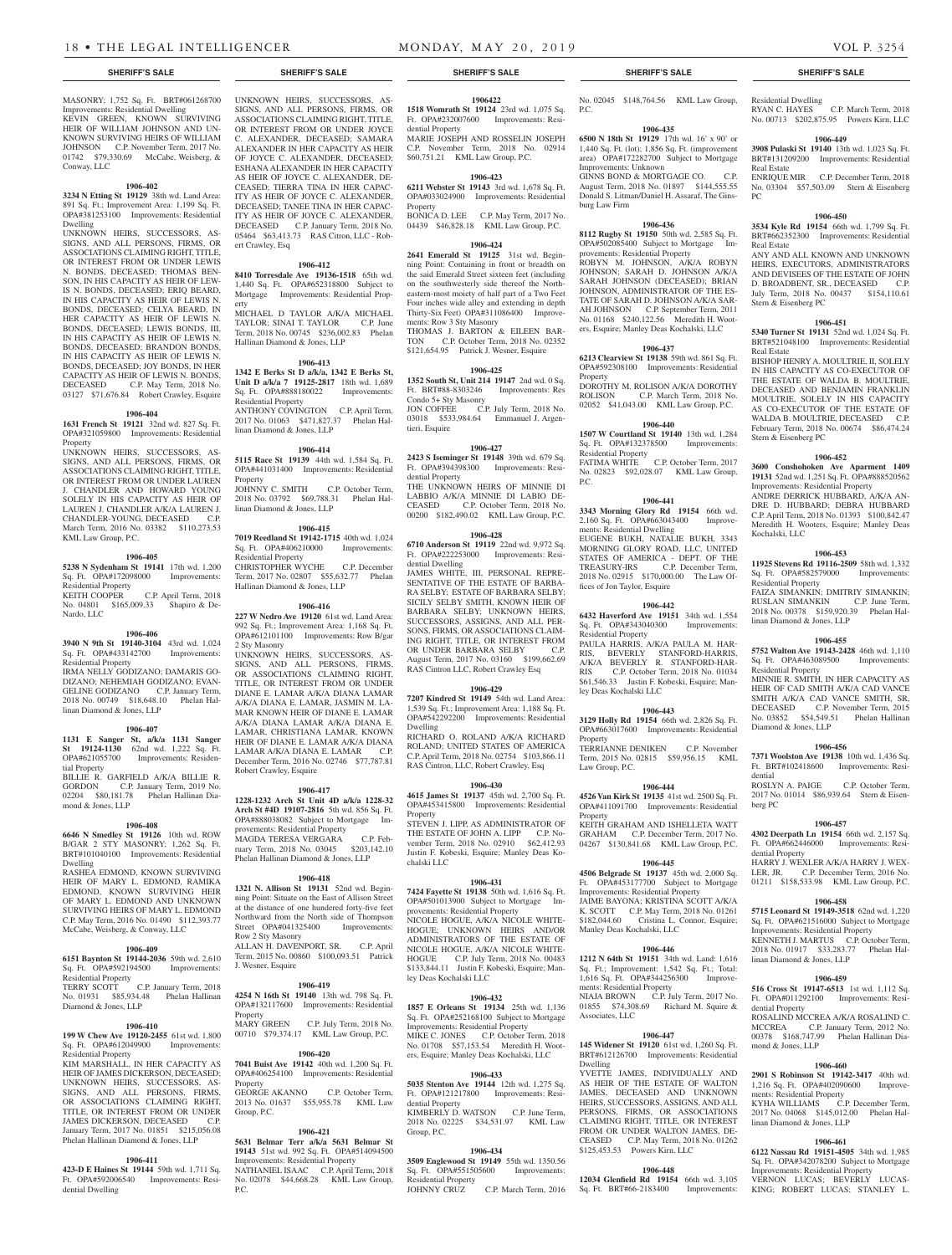MASONRY; 1,752 Sq. Ft. BRT#061268700 Improvements: Residential Dwelling
KEVIN GREEN, KNOWN SURVIVING HEIR OF WILLIAM JOHNSON AND UNKNOWN SURVIVING HEIRS OF WILLIAM JOHNSON C.P. November Term, 2017 No. 01742 $79,330.69 McCabe, Weisberg, & Conway, LLC

**1906-402**

**3234 N Etting St 19129** 38th wd. Land Area: 891 Sq. Ft.; Improvement Area: 1,199 Sq. Ft. OPA#381253100 Improvements: Residential Dwelling
UNKNOWN HEIRS, SUCCESSORS, ASSIGNS, AND ALL PERSONS, FIRMS, OR ASSOCIATIONS CLAIMING RIGHT, TITLE, OR INTEREST FROM OR UNDER LEWIS N. BONDS, DECEASED; THOMAS BENSON, IN HIS CAPACITY AS HEIR OF LEWIS N. BONDS, DECEASED; ERIQ BEARD, IN HIS CAPACITY AS HEIR OF LEWIS N. BONDS, DECEASED; CELYA BEARD, IN HER CAPACITY AS HEIR OF LEWIS N. BONDS, DECEASED; LEWIS BONDS, III, IN HIS CAPACITY AS HEIR OF LEWIS N. BONDS, DECEASED; BRANDON BONDS, IN HIS CAPACITY AS HEIR OF LEWIS N. BONDS, DECEASED; JOY BONDS, IN HER CAPACITY AS HEIR OF LEWIS N. BONDS, DECEASED C.P. May Term, 2018 No. 03127 $71,676.84 Robert Crawley, Esquire

**1906-404**

**1631 French St 19121** 32nd wd. 827 Sq. Ft. OPA#321059800 Improvements: Residential Property
UNKNOWN HEIRS, SUCCESSORS, ASSIGNS, AND ALL PERSONS, FIRMS, OR ASSOCIATIONS CLAIMING RIGHT, TITLE, OR INTEREST FROM OR UNDER LAUREN J. CHANDLER AND HOWARD YOUNG SOLELY IN HIS CAPACITY AS HEIR OF LAUREN J. CHANDLER A/K/A LAUREN J. CHANDLER-YOUNG, DECEASED C.P. March Term, 2016 No. 03382 $110,273.53 KML Law Group, P.C.

**1906-405**

**5238 N Sydenham St 19141** 17th wd. 1,200 Sq. Ft. OPA#172098000 Improvements: Residential Property
KEITH COOPER C.P. April Term, 2018 No. 04801 $165,009.33 Shapiro & DeNardo, LLC

**1906-406**

**3940 N 9th St 19140-3104** 43rd wd. 1,024 Sq. Ft. OPA#433142700 Improvements: Residential Property
IRMA NELLY GODIZANO; DAMARIS GODIZANO; NEHEMIAH GODIZANO; EVANGELINE GODIZANO C.P. January Term, 2018 No. 00749 $18,648.10 Phelan Hallinan Diamond & Jones, LLP

**1906-407**

**1131 E Sanger St, a/k/a 1131 Sanger St 19124-1130** 62nd wd. 1,222 Sq. Ft. OPA#621055700 Improvements: Residential Property
BILLIE R. GARFIELD A/K/A BILLIE R. GORDON C.P. January Term, 2019 No. 02204 $80,181.78 Phelan Hallinan Diamond & Jones, LLP

**1906-408**

**6646 N Smedley St 19126** 10th wd. ROW B/GAR 2 STY MASONRY; 1,262 Sq. Ft. BRT#101040100 Improvements: Residential Dwelling
RASHEA EDMOND, KNOWN SURVIVING HEIR OF MARY L. EDMOND, RAMIKA EDMOND, KNOWN SURVIVING HEIR OF MARY L. EDMOND AND UNKNOWN SURVIVING HEIRS OF MARY L. EDMOND C.P. May Term, 2016 No. 01490 $112,393.77 McCabe, Weisberg, & Conway, LLC

**1906-409**

**6151 Baynton St 19144-2036** 59th wd. 2,610 Sq. Ft. OPA#592194500 Improvements: Residential Property
TERRY SCOTT C.P. January Term, 2018 No. 01931 $85,934.48 Phelan Hallinan Diamond & Jones, LLP

**1906-410**

**199 W Chew Ave 19120-2455** 61st wd. 1,800 Sq. Ft. OPA#612049900 Improvements: Residential Property
KIM MARSHALL, IN HER CAPACITY AS HEIR OF JAMES DICKERSON, DECEASED; UNKNOWN HEIRS, SUCCESSORS, ASSIGNS, AND ALL PERSONS, FIRMS, OR ASSOCIATIONS CLAIMING RIGHT, TITLE, OR INTEREST FROM OR UNDER JAMES DICKERSON, DECEASED C.P. January Term, 2017 No. 01851 $215,056.08 Phelan Hallinan Diamond & Jones, LLP

**1906-411**

**423-D E Haines St 19144** 59th wd. 1,711 Sq. Ft. OPA#592006540 Improvements: Residential Dwelling
UNKNOWN HEIRS, SUCCESSORS, ASSIGNS, AND ALL PERSONS, FIRMS, OR ASSOCIATIONS CLAIMING RIGHT, TITLE, OR INTEREST FROM OR UNDER JOYCE C. ALEXANDER, DECEASED; SAMARA ALEXANDER IN HER CAPACITY AS HEIR OF JOYCE C. ALEXANDER, DECEASED; ESHANA ALEXANDER IN HER CAPACITY AS HEIR OF JOYCE C. ALEXANDER, DECEASED; TIERRA TINA IN HER CAPACITY AS HEIR OF JOYCE C. ALEXANDER, DECEASED; TANEE TINA IN HER CAPACITY AS HEIR OF JOYCE C. ALEXANDER, DECEASED C.P. January Term, 2018 No. 05464 $63,413.73 RAS Citron, LLC - Robert Crawley, Esq

**1906-412**

**8410 Torresdale Ave 19136-1518** 65th wd. 1,440 Sq. Ft. OPA#652318800 Subject to Mortgage Improvements: Residential Property
MICHAEL D TAYLOR A/K/A MICHAEL TAYLOR; SINAI T. TAYLOR C.P. June Term, 2018 No. 00745 $236,002.83 Phelan Hallinan Diamond & Jones, LLP

**1906-413**

**1342 E Berks St D a/k/a, 1342 E Berks St, Unit D a/k/a 7 19125-2817** 18th wd. 1,689 Sq. Ft. OPA#888180022 Improvements: Residential Property
ANTHONY COVINGTON C.P. April Term, 2017 No. 01063 $471,827.37 Phelan Hallinan Diamond & Jones, LLP

**1906-414**

**5115 Race St 19139** 44th wd. 1,584 Sq. Ft. OPA#441031400 Improvements: Residential Property
JOHNNY C. SMITH C.P. October Term, 2018 No. 03792 $69,788.31 Phelan Hallinan Diamond & Jones, LLP

**1906-415**

**7019 Reedland St 19142-1715** 40th wd. 1,024 Sq. Ft. OPA#406210000 Improvements: Residential Property
CHRISTOPHER WYCHE C.P. December Term, 2017 No. 02807 $55,632.77 Phelan Hallinan Diamond & Jones, LLP

**1906-416**

**227 W Nedro Ave 19120** 61st wd. Land Area: 992 Sq. Ft.; Improvement Area: 1,168 Sq. Ft. OPA#612101100 Improvements: Row B/gar 2 Sty Masonry
UNKNOWN HEIRS, SUCCESSORS, ASSIGNS, AND ALL PERSONS, FIRMS, OR ASSOCIATIONS CLAIMING RIGHT, TITLE, OR INTEREST FROM OR UNDER DIANE E. LAMAR A/K/A DIANA LAMAR A/K/A DIANA E. LAMAR, JASMIN M. LAMAR KNOWN HEIR OF DIANE E. LAMAR A/K/A DIANA LAMAR A/K/A DIANA E. LAMAR, CHRISTIANA LAMAR, KNOWN HEIR OF DIANE E. LAMAR A/K/A DIANA LAMAR A/K/A DIANA E. LAMAR C.P. December Term, 2016 No. 02746 $77,787.81 Robert Crawley, Esquire

**1906-417**

**1228-1232 Arch St Unit 4D a/k/a 1228-32 Arch St #4D 19107-2816** 5th wd. 856 Sq. Ft. OPA#888038082 Subject to Mortgage Improvements: Residential Property
MAGDA TERESA VERGARA C.P. February Term, 2018 No. 03045 $203,142.10 Phelan Hallinan Diamond & Jones, LLP

**1906-418**

**1321 N. Allison St 19131** 52nd wd. Beginning Point: Situate on the East of Allison Street at the distance of one hundred forty-five feet Northward from the North side of Thompson Street OPA#041325400 Improvements: Row 2 Sty Masonry
ALLAN H. DAVENPORT, SR. C.P. April Term, 2015 No. 00860 $100,093.51 Patrick J. Wesner, Esquire

**1906-419**

**4254 N 16th St 19140** 13th wd. 798 Sq. Ft. OPA#132117600 Improvements: Residential Property
MARY GREEN C.P. July Term, 2018 No. 00710 $79,374.17 KML Law Group, P.C.

**1906-420**

**7041 Buist Ave 19142** 40th wd. 1,200 Sq. Ft. OPA#406254100 Improvements: Residential Property
GEORGE AKANNO C.P. October Term, 2013 No. 01637 $55,955.78 KML Law Group, P.C.

**1906-421**

**5631 Belmar Terr a/k/a 5631 Belmar St 19143** 51st wd. 992 Sq. Ft. OPA#514094500 Improvements: Residential Property
NATHANIEL ISAAC C.P. April Term, 2018 No. 02078 $44,668.28 KML Law Group, P.C.

**1906-422**

**1518 Womrath St 19124** 23rd wd. 1,075 Sq. Ft. OPA#232007600 Improvements: Residential Property
MARIE JOSEPH AND ROSSELIN JOSEPH C.P. November Term, 2018 No. 02914 $60,751.21 KML Law Group, P.C.

**1906-423**

**6211 Webster St 19143** 3rd wd. 1,678 Sq. Ft. OPA#033024900 Improvements: Residential Property
BONICA D. LEE C.P. May Term, 2017 No. 04439 $46,828.18 KML Law Group, P.C.

**1906-424**

**2641 Emerald St 19125** 31st wd. Beginning Point: Containing in front or breadth on the said Emerald Street sixteen feet (including on the southwesterly side thereof the Northeastern-most moiety of half part of a Two Feet Four inches wide alley and extending in depth Thirty-Six Feet) OPA#311086400 Improvements: Row 3 Sty Masonry
THOMAS J. BARTON & EILEEN BARTON C.P. October Term, 2018 No. 02352 $121,654.95 Patrick J. Wesner, Esquire

**1906-425**

**1352 South St, Unit 214 19147** 2nd wd. 0 Sq. Ft. BRT#88-8303246 Improvements: Res Condo 5+ Sty Masonry
JON COFFEE C.P. July Term, 2018 No. 03018 $533,984.64 Emmanuel J. Argentieri, Esquire

**1906-427**

**2423 S Iseminger St 19148** 39th wd. 679 Sq. Ft. OPA#394398300 Improvements: Residential Property
THE UNKNOWN HEIRS OF MINNIE DI LABBIO A/K/A MINNIE DI LABIO DECEASED C.P. October Term, 2018 No. 00200 $182,490.02 KML Law Group, P.C.

**1906-428**

**6710 Anderson St 19119** 22nd wd. 9,972 Sq. Ft. OPA#222253000 Improvements: Residential Dwelling
JAMES WHITE, III, PERSONAL REPRESENTATIVE OF THE ESTATE OF BARBARA SELBY; ESTATE OF BARBARA SELBY; SICILY SELBY SMITH, KNOWN HEIR OF BARBARA SELBY; UNKNOWN HEIRS, SUCCESSORS, ASSIGNS, AND ALL PERSONS, FIRMS, OR ASSOCIATIONS CLAIMING RIGHT, TITLE, OR INTEREST FROM OR UNDER BARBARA SELBY C.P. August Term, 2017 No. 03160 $199,662.69 RAS Cintron LLC, Robert Crawley Esq

**1906-429**

**7207 Kindred St 19149** 54th wd. Land Area: 1,539 Sq. Ft.; Improvement Area: 1,188 Sq. Ft. OPA#542292200 Improvements: Residential Dwelling
RICHARD O. ROLAND A/K/A RICHARD ROLAND; UNITED STATES OF AMERICA C.P. April Term, 2018 No. 02754 $103,866.11 RAS Cintron, LLC, Robert Crawley, Esq

**1906-430**

**4615 James St 19137** 45th wd. 2,700 Sq. Ft. OPA#453415800 Improvements: Residential Property
STEVEN J. LIPP, AS ADMINISTRATOR OF THE ESTATE OF JOHN A. LIPP C.P. November Term, 2018 No. 02910 $62,412.93 Justin F. Kobeski, Esquire; Manley Deas Kochalski LLC

**1906-431**

**7424 Fayette St 19138** 50th wd. 1,616 Sq. Ft. OPA#501013900 Subject to Mortgage Improvements: Residential Property
NICOLE HOGUE, A/K/A NICOLE WHITE-HOGUE; UNKNOWN HEIRS AND/OR ADMINISTRATORS OF THE ESTATE OF NICOLE HOGUE, A/K/A NICOLE WHITE-HOGUE C.P. July Term, 2018 No. 00483 $133,844.11 Justin F. Kobeski, Esquire; Manley Deas Kochalski LLC

**1906-432**

**1857 E Orleans St 19134** 25th wd. 1,136 Sq. Ft. OPA#252168100 Subject to Mortgage Improvements: Residential Property
MIKE C. JONES C.P. October Term, 2018 No. 01708 $57,153.54 Meredith H. Wooters, Esquire; Manley Deas Kochalski, LLC

**1906-433**

**5035 Stenton Ave 19144** 12th wd. 1,275 Sq. Ft. OPA#121217800 Improvements: Residential Property
KIMBERLY D. WATSON C.P. June Term, 2018 No. 02225 $34,531.97 KML Law Group, P.C.

**1906-434**

**3509 Englewood St 19149** 55th wd. 1350.56 Sq. Ft. OPA#551505600 Improvements: Residential Property
JOHNNY CRUZ C.P. March Term, 2016 No. 02045 $148,764.56 KML Law Group, P.C.

**1906-435**

**6500 N 18th St 19129** 17th wd. 16' x 90' or 1,440 Sq. Ft. (lot); 1,856 Sq. Ft. (improvement area) OPA#172282700 Subject to Mortgage Improvements: Unknown
GINNS BOND & MORTGAGE CO. C.P. August Term, 2018 No. 01897 $144,555.55 Donald S. Litman/Daniel H. Assaraf, The Ginsburg Law Firm

**1906-436**

**8112 Rugby St 19150** 50th wd. 2,585 Sq. Ft. OPA#502085400 Subject to Mortgage Improvements: Residential Property
ROBYN M. JOHNSON, A/K/A ROBYN JOHNSON; SARAH D. JOHNSON A/K/A SARAH JOHNSON (DECEASED); BRIAN JOHNSON, ADMINISTRATOR OF THE ESTATE OF SARAH D. JOHNSON A/K/A SARAH JOHNSON C.P. September Term, 2011 No. 01168 $240,122.56 Meredith H. Wooters, Esquire; Manley Deas Kochalski, LLC

**1906-437**

**6213 Clearview St 19138** 59th wd. 861 Sq. Ft. OPA#592308100 Improvements: Residential Property
DOROTHY M. ROLISON A/K/A DOROTHY ROLISON C.P. March Term, 2018 No. 02052 $41,043.00 KML Law Group, P.C.

**1906-440**

**1507 W Courtland St 19140** 13th wd. 1,284 Sq. Ft. OPA#132378500 Improvements: Residential Property
FATIMA WHITE C.P. October Term, 2017 No. 02823 $92,028.07 KML Law Group, P.C.

**1906-441**

**3343 Morning Glory Rd 19154** 66th wd. 2,160 Sq. Ft. OPA#663043400 Improvements: Residential Dwelling
EUGENE BUKH, NATALIE BUKH, 3343 MORNING GLORY ROAD, LLC, UNITED STATES OF AMERICA - DEPT. OF THE TREASURY-IRS C.P. December Term, 2018 No. 02915 $170,000.00 The Law Offices of Jon Taylor, Esquire

**1906-442**

**6432 Haverford Ave 19151** 34th wd. 1,554 Sq. Ft. OPA#343040300 Improvements: Residential Property
PAULA HARRIS, A/K/A PAULA M. HARRIS, BEVERLY STANFORD-HARRIS, A/K/A BEVERLY R. STANFORD-HARRIS C.P. October Term, 2018 No. 01034 $61,546.33 Justin F. Kobeski, Esquire; Manley Deas Kochalski LLC

**1906-443**

**3129 Holly Rd 19154** 66th wd. 2,826 Sq. Ft. OPA#663017600 Improvements: Residential Property
TERRIANNE DENIKEN C.P. November Term, 2015 No. 02815 $59,956.15 KML Law Group, P.C.

**1906-444**

**4526 Van Kirk St 19135** 41st wd. 2500 Sq. Ft. OPA#411091700 Improvements: Residential Property
KEITH GRAHAM AND ISHELLETA WATT GRAHAM C.P. December Term, 2017 No. 04267 $130,841.68 KML Law Group, P.C.

**1906-445**

**4506 Belgrade St 19137** 45th wd. 2,000 Sq. Ft. OPA#453177700 Subject to Mortgage Improvements: Residential Property
JAIME BAYONA; KRISTINA SCOTT A/K/A K. SCOTT C.P. May Term, 2018 No. 01261 $182,044.60 Cristina L. Connor, Esquire; Manley Deas Kochalski, LLC

**1906-446**

**1212 N 64th St 19151** 34th wd. Land: 1,616 Sq. Ft.; Improvement: 1,542 Sq. Ft.; Total: 1,616 Sq. Ft. OPA#344256300 Improvements: Residential Property
NIAJA BROWN C.P. July Term, 2017 No. 01855 $74,308.69 Richard M. Squire & Associates, LLC

**1906-447**

**145 Widener St 19120** 61st wd. 1,260 Sq. Ft. BRT#612126700 Improvements: Residential Dwelling
YVETTE JAMES, INDIVIDUALLY AND AS HEIR OF THE ESTATE OF WALTON JAMES, DECEASED AND UNKNOWN HEIRS, SUCCESSORS, ASSIGNS, AND ALL PERSONS, FIRMS, OR ASSOCIATIONS CLAIMING RIGHT, TITLE, OR INTEREST FROM OR UNDER WALTON JAMES, DECEASED C.P. May Term, 2018 No. 01262 $125,453.53 Powers Kirn, LLC

**1906-448**

**12034 Glenfield Rd 19154** 66th wd. 3,105 Sq. Ft. BRT#66-2183400 Improvements: Residential Dwelling
RYAN C. HAYES C.P. March Term, 2018 No. 00713 $202,875.95 Powers Kirn, LLC

**1906-449**

**3908 Pulaski St 19140** 13th wd. 1,023 Sq. Ft. BRT#131209200 Improvements: Residential Real Estate
ENRIQUE MIR C.P. December Term, 2018 No. 03304 $57,503.09 Stern & Eisenberg PC

**1906-450**

**3534 Kyle Rd 19154** 66th wd. 1,799 Sq. Ft. BRT#662352300 Improvements: Residential Real Estate
ANY AND ALL KNOWN AND UNKNOWN HEIRS, EXECUTORS, ADMINISTRATORS AND DEVISEES OF THE ESTATE OF JOHN D. BROADBENT, SR., DECEASED C.P. July Term, 2018 No. 00437 $154,110.61 Stern & Eisenberg PC

**1906-451**

**5340 Turner St 19131** 52nd wd. 1,024 Sq. Ft. BRT#521048100 Improvements: Residential Real Estate
BISHOP HENRY A. MOULTRIE, II, SOLELY IN HIS CAPACITY AS CO-EXECUTOR OF THE ESTATE OF WALDA B. MOULTRIE, DECEASED AND BENJAMIN FRANKLIN MOULTRIE, SOLELY IN HIS CAPACITY AS CO-EXECUTOR OF THE ESTATE OF WALDA B. MOULTRIE, DECEASED C.P. February Term, 2018 No. 00674 $86,474.24 Stern & Eisenberg PC

**1906-452**

**3600 Conshohocken Ave Aparment 1409 19131** 52nd wd. 1,251 Sq. Ft. OPA#888520562 Improvements: Residential Property
ANDRE DERRICK HUBBARD, A/K/A ANDRE D. HUBBARD; DEBRA HUBBARD C.P. April Term, 2018 No. 01393 $100,842.47 Meredith H. Wooters, Esquire; Manley Deas Kochalski, LLC

**1906-453**

**11925 Stevens Rd 19116-2509** 58th wd. 1,332 Sq. Ft. OPA#582579000 Improvements: Residential Property
FAIZA SIMANKIN; DMITRIY SIMANKIN; RUSLAN SIMANKIN C.P. June Term, 2018 No. 00378 $159,920.39 Phelan Hallinan Diamond & Jones, LLP

**1906-455**

**5752 Walton Ave 19143-2428** 46th wd. 1,110 Sq. Ft. OPA#463089500 Improvements: Residential Property
MINNIE R. SMITH, IN HER CAPACITY AS HEIR OF CAD SMITH A/K/A CAD VANCE SMITH A/K/A CAD VANCE SMITH, SR, DECEASED C.P. November Term, 2015 No. 03852 $54,549.51 Phelan Hallinan Diamond & Jones, LLP

**1906-456**

**7371 Woolston Ave 19138** 10th wd. 1,436 Sq. Ft. BRT#102418600 Improvements: Residential
ROSLYN A. PAIGE C.P. October Term, 2017 No. 01014 $86,939.64 Stern & Eisenberg PC

**1906-457**

**4302 Deerpath Ln 19154** 66th wd. 2,157 Sq. Ft. OPA#662446000 Improvements: Residential Property
HARRY J. WEXLER A/K/A HARRY J. WEXLER, JR. C.P. December Term, 2016 No. 01211 $158,533.98 KML Law Group, P.C.

**1906-458**

**5715 Leonard St 19149-3518** 62nd wd. 1,220 Sq. Ft. OPA#621516000 Subject to Mortgage Improvements: Residential Property
KENNETH J. MARTUS C.P. October Term, 2018 No. 01917 $33,283.77 Phelan Hallinan Diamond & Jones, LLP

**1906-459**

**516 Cross St 19147-6513** 1st wd. 1,112 Sq. Ft. OPA#011292100 Improvements: Residential Property
ROSALIND MCCREA A/K/A ROSALIND C. MCCREA C.P. January Term, 2012 No. 00378 $168,747.99 Phelan Hallinan Diamond & Jones, LLP

**1906-460**

**2901 S Robinson St 19142-3417** 40th wd. 1,216 Sq. Ft. OPA#402090600 Improvements: Residential Property
KYHA WILLIAMS C.P. December Term, 2017 No. 04068 $145,012.00 Phelan Hallinan Diamond & Jones, LLP

**1906-461**

**6122 Nassau Rd 19151-4505** 34th wd. 1,985 Sq. Ft. OPA#342078200 Subject to Mortgage Improvements: Residential Property
VERNON LUCAS; BEVERLY LUCAS-KING; ROBERT LUCAS; STANLEY L.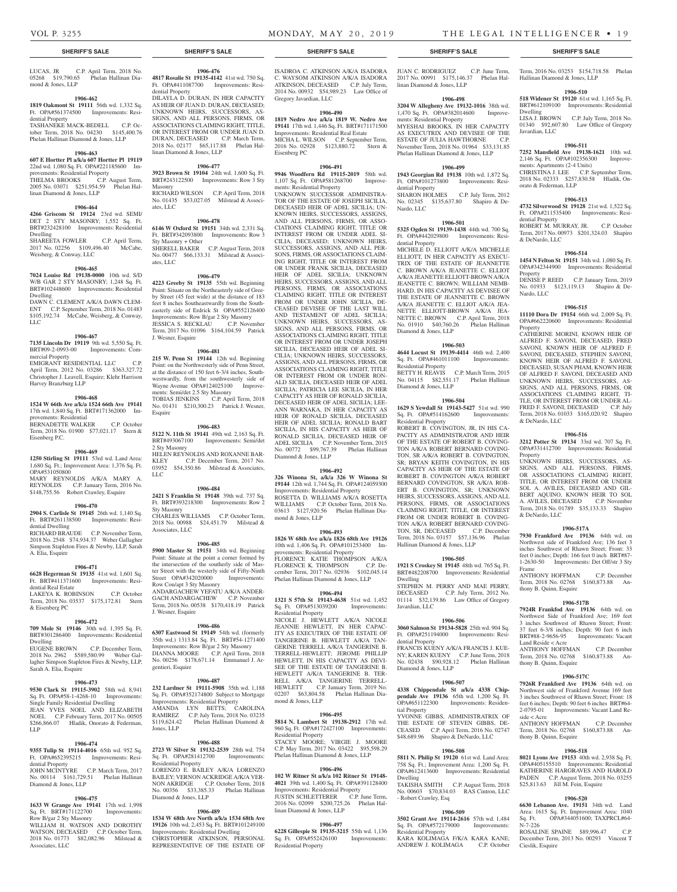LUCAS, JR C.P. April Term, 2018 No. 05268 $19,790.65 Phelan Hallinan Diamond & Jones, LLP

**1906-462**

**1819 Oakmont St 19111** 56th wd. 1,332 Sq. Ft. OPA#561374500 Improvements: Residential Property
TASHANEKE MACK-BEDELL C.P. October Term, 2018 No. 04230 $145,400.76 Phelan Hallinan Diamond & Jones, LLP

**1906-463**

**607 E Hortter Pl a/k/a 607 Hortter Pl 19119** 22nd wd. 1,080 Sq. Ft. OPA#221185600 Improvements: Residential Property
THELMA BROOKS C.P. August Term, 2005 No. 03071 $251,954.59 Phelan Hallinan Diamond & Jones, LLP

**1906-464**

**4266 Griscom St 19124** 23rd wd. SEMI/DET 2 STY MASONRY; 1,552 Sq. Ft. BRT#232428100 Improvements: Residential Dwelling
SHAREETA FOWLER C.P. April Term, 2017 No. 02256 $109,496.40 McCabe, Weisberg, & Conway, LLC

**1906-465**

**7024 Louise Rd 19138-0000** 10th wd. S/D W/B GAR 2 STY MASONRY; 1,248 Sq. Ft. BRT#102448600 Improvements: Residential Dwelling
DAWN C. CLEMENT A/K/A DAWN CLEMENT C.P. September Term, 2018 No. 01483 $105,192.74 McCabe, Weisberg, & Conway, LLC

**1906-467**

**7135 Lincoln Dr 19119** 9th wd. 5,550 Sq. Ft. BRT#09-2-0993-00 Improvements: Commercial Property
EMIGRANT RESIDENTIAL LLC C.P. April Term, 2012 No. 03286 $363,327.72 Christopher J. Leavell, Esquire; Klehr Harrison Harvey Branzburg LLP

**1906-468**

**1524 W 66th Ave a/k/a 1524 66th Ave 19141** 17th wd. 1,840 Sq. Ft. BRT#171362000 Improvements: Residential
BERNADETTE WALKER C.P. October Term, 2018 No. 01900 $77,021.17 Stern & Eisenberg P.C.

**1906-469**

**1250 Stirling St 19111** 53rd wd. Land Area: 1,680 Sq. Ft.; Improvement Area: 1,376 Sq. Ft. OPA#531050800
MARY REYNOLDS A/K/A MARY A. REYNOLDS C.P. January Term, 2016 No. $148,755.56 Robert Crawley, Esquire

**1906-470**

**2904 S. Carlisle St 19145** 26th wd. 1,140 Sq. Ft. BRT#261138500 Improvements: Residential Dwelling
RICHARD BRAUDE C.P. November Term, 2018 No. 2548 $74,934.37 Weber Gallagher Simpson Stapleton Fires & Newby, LLP, Sarah A. Elia, Esquire

**1906-471**

**6628 Hegerman St 19135** 41st wd. 1,601 Sq. Ft. BRT#411371600 Improvements: Residential Real Estate
LAKEYA K. ROBINSON C.P. October Term, 2018 No. 03537 $175,172.81 Stern & Eisenberg PC

**1906-472**

**709 Mole St 19146** 30th wd. 1,395 Sq. Ft. BRT#301286400 Improvements: Residential Dwelling
EUGENE BROWN C.P. December Term, 2018 No. 2962 $589,580.99 Weber Gallagher Simpson Stapleton Fires & Newby, LLP, Sarah A. Elia, Esquire

**1906-473**

**9530 Clark St 19115-3902** 58th wd. 8,941 Sq. Ft. OPA#58-1-4268-10 Improvements: Single Family Residential Dwelling
JEAN YVES NOEL AND ELIZABETH NOEL C.P. February Term, 2017 No. 00505 $266,866.07 Hladik, Onorato & Federman, LLP

**1906-474**

**9355 Tulip St 19114-4016** 65th wd. 952 Sq. Ft. OPA#652395215 Improvements: Residential Property
JOHN MCINTYRE C.P. March Term, 2017 No. 00114 $161,729.51 Phelan Hallinan Diamond & Jones, LLP

**1906-475**

**1633 W Grange Ave 19141** 17th wd. 1,998 Sq. Ft. BRT#171122700 Improvements: Row B/gar 2 Sty Masonry
WILLIAM H. WATSON AND DOROTHY WATSON, DECEASED C.P. October Term, 2018 No. 01773 $82,082.96 Milstead & Associates, LLC

**1906-476**

**4817 Rosalie St 19135-4142** 41st wd. 750 Sq. Ft. OPA#411087700 Improvements: Residential Property
DILAYLA D. DURAN, IN HER CAPACITY AS HEIR OF JUAN D. DURAN, DECEASED; UNKNOWN HEIRS, SUCCESSORS, ASSIGNS, AND ALL PERSONS, FIRMS, OR ASSOCIATIONS CLAIMING RIGHT, TITLE, OR INTEREST FROM OR UNDER JUAN D. DURAN, DECEASED C.P. March Term, 2018 No. 02177 $65,117.88 Phelan Hallinan Diamond & Jones, LLP

**1906-477**

**3923 Brown St 19104** 24th wd. 1,600 Sq. Ft. BRT#243122500 Improvements: Row 3 Sty Masonry
RICHARD WILSON C.P. April Term, 2018 No. 01435 $53,027.05 Milstead & Associates, LLC

**1906-478**

**6146 W Oxford St 19151** 34th wd. 2,331 Sq. Ft. BRT#342093800 Improvements: Row 3 Sty Masonry + Other
SHERELL BAKER C.P. August Term, 2018 No. 00477 $66,133.31 Milstead & Associates, LLC

**1906-479**

**4223 Greeby St 19135** 55th wd. Beginning Point: Situate on the Northeasterly side of Greeby Street (45 feet wide) at the distance of 183 feet 8 inches Southeastwardly from the Southeasterly side of Erdrick St OPA#552126400 Improvements: Row B/gar 2 Sty Masonry
JESSICA S. RECKLAU C.P. November Term, 2017 No. 01096 $164,104.59 Patrick J. Wesner, Esquire

**1906-481**

**215 W. Penn St 19144** 12th wd. Beginning Point: on the Northwesterly side of Penn Street, at the distance of 150 feet 6-3/4 inches, Southwestwardly, from the southwesterly side of Wayne Avenue OPA#124025100 Improvements: Semi/det 2.5 Sty Masonry
TOBIAS JENKINS C.P. April Term, 2018 No. 01431 $210,300.23 Patrick J. Wesner, Esquire

**1906-483**

**5122 N. 11th St 19141** 49th wd. 2,163 Sq. Ft. BRT#493067100 Improvements: Semi/det 2 Sty Masonry
HELEN REYNOLDS AND ROXANNE BARKLEY C.P. December Term, 2017 No. 03952 $54,350.86 Milstead & Associates, LLC

**1906-484**

**2421 S Franklin St 19148** 39th wd. 737 Sq. Ft. BRT#393218300 Improvements: Row 2 Sty Masonry
CHARLES WILLIAMS C.P. October Term, 2018 No. 00988 $24,451.79 Milstead & Associates, LLC

**1906-485**

**5900 Master St 19151** 34th wd. Beginning Point: Situate at the point a corner formed by the intersection of the southerly side of Master Street with the westerly side of Fifty-Ninth Street OPA#342020000 Improvements: Row Con/apt 3 Sty Masonry
ANDARGACHEW YEFATU A/K/A ANDERGACH ANDARGACHEW C.P. November Term, 2018 No. 00538 $170,418.19 Patrick J. Wesner, Esquire

**1906-486**

**6307 Eastwood St 19149** 54th wd. (formerly 35th wd.) 1313.84 Sq. Ft. BRT#54-1271400 Improvements: Row B/gar 2 Sty Masonry
DIANNA MOORE C.P. April Term, 2018 No. 00256 $178,671.14 Emmanuel J. Argentieri, Esquire

**1906-487**

**232 Lardner St 19111-5908** 35th wd. 1,188 Sq. Ft. OPA#352174800 Subject to Mortgage Improvements: Residential Property
AMANDA LYN BETTS; CAROLINA RAMIREZ C.P. July Term, 2018 No. 03235 $119,624.42 Phelan Hallinan Diamond & Jones, LLP

**1906-488**

**2723 W Silver St 19132-2539** 28th wd. 754 Sq. Ft. OPA#281412700 Improvements: Residential Property
LORENZO E. BAILEY A/K/A LORENZO BAILEY; VERNON ACKRIDGE A/K/A VERNON AKRIDGE C.P. October Term, 2018 No. 00356 $33,385.33 Phelan Hallinan Diamond & Jones, LLP

**1906-489**

**1534 W 68th Ave North a/k/a 1534 68th Ave 19126** 10th wd. 2,453 Sq. Ft. BRT#101249100 Improvements: Residential Dwelling
CHRISTOPHER ATKINSON, PERSONAL REPRESENTATIVE OF THE ESTATE OF ISADROA C. ATKINSON A/K/A ISADORA C. WAYSOM ATKINSON A/K/A ISADORA ATKINSON, DECEASED C.P. July Term, 2014 No. 00932 $54,989.23 Law Office of Gregory Javardian, LLC

**1906-490**

**1819 Nedro Ave a/k/a 1819 W. Nedro Ave 19141** 17th wd. 1,446 Sq. Ft. BRT#171171500 Improvements: Residential Real Estate
MICHA L. WILSON C.P. September Term, 2016 No. 02928 $123,880.72 Stern & Eisenberg PC

**1906-491**

**9946 Woodfern Rd 19115-2019** 58th wd. 1,107 Sq. Ft. OPA#581268700 Improvements: Residential Property
UNKNOWN SUCCESSOR ADMINISTRATOR OF THE ESTATE OF JOSEPH SICILIA, DECEASED HEIR OF ADEL SICILIA; UNKNOWN HEIRS, SUCCESSORS, ASSIGNS, AND ALL PERSONS, FIRMS, OR ASSOCIATIONS CLAIMING RIGHT, TITLE OR INTEREST FROM OR UNDER ADEL SICILIA, DECEASED; UNKNOWN HEIRS, SUCCESSORS, ASSIGNS, AND ALL PERSONS, FIRMS, OR ASSOCIATIONS CLAIMING RIGHT, TITLE OR INTEREST FROM OR UNDER FRANK SICILIA, DECEASED HEIR OF ADEL SICILIA; UNKNOWN HEIRS, SUCCESSORS, ASSIGNS, AND ALL PERSONS, FIRMS, OR ASSOCIATIONS CLAIMING RIGHT, TITLE OR INTEREST FROM OR UNDER JOHN SICILIA, DECEASED DEVISEE OF THE LAST WILL AND TESTAMENT OF ADEL SICILIA; UNKNOWN HEIRS, SUCCESSORS, ASSIGNS, AND ALL PERSONS, FIRMS, OR ASSOCIATIONS CLAIMING RIGHT, TITLE OR INTEREST FROM OR UNDER JOSEPH SICILIA, DECEASED HEIR OF ADEL SICILIA; UNKNOWN HEIRS, SUCCESSORS, ASSIGNS, AND ALL PERSONS, FIRMS, OR ASSOCIATIONS CLAIMING RIGHT, TITLE OR INTEREST FROM OR UNDER RONALD SICILIA, DECEASED HEIR OF ADEL SICILIA; PATRICIA LEE SICILIA, IN HER CAPACITY AS HEIR OF RONALD SICILIA, DECEASED HEIR OF ADEL SICILIA; LEEANN WARNAKA, IN HER CAPACITY AS HEIR OF RONALD SICILIA, DECEASED HEIR OF ADEL SICILIA; RONALD BART SICILIA, IN HIS CAPACITY AS HEIR OF RONALD SICILIA, DECEASED HEIR OF ADEL SICILIA C.P. November Term, 2015 No. 00772 $99,767.39 Phelan Hallinan Diamond & Jones, LLP

**1906-492**

**326 Winona St, a/k/a 326 W Winona St 19144** 12th wd. 1,744 Sq. Ft. OPA#124059300 Improvements: Residential Property
ROSETTA D. WILLIAMS A/K/A ROSETTA WILLIAMS C.P. October Term, 2018 No. 03613 $127,920.56 Phelan Hallinan Diamond & Jones, LLP

**1906-493**

**1826 W 68th Ave a/k/a 1826 68th Ave 19126** 10th wd. 1,406 Sq. Ft. OPA#101253400 Improvements: Residential Property
FLORENCE KATIE THOMPSON A/K/A FLORENCE K. THOMPSON C.P. December Term, 2017 No. 02936 $102,045.14 Phelan Hallinan Diamond & Jones, LLP

**1906-494**

**1321 S 57th St 19143-4638** 51st wd. 1,452 Sq. Ft. OPA#513039200 Improvements: Residential Property
NICOLE J. HEWLETT A/K/A NICOLE JEANNIE HEWLETT, IN HER CAPACITY AS EXECUTRIX OF THE ESTATE OF TANGERINE B. HEWLETT A/K/A TANGERINE TERRELL A/K/A TANGERINE B. TERRELL-HEWLETT; JEROME PHILLIP HEWLETT, IN HIS CAPACITY AS DEVISEE OF THE ESTATE OF TANGERINE B. HEWLETT A/K/A TANGERINE B. TERRELL A/K/A TANGERINE TERRELL-HEWLETT C.P. January Term, 2019 No. 02207 $63,804.58 Phelan Hallinan Diamond & Jones, LLP

**1906-495**

**5814 N. Lambert St 19138-2912** 17th wd. 960 Sq. Ft. OPA#172427100 Improvements: Residential Property
STACEY MOORE; VIRGIE J. MOORE C.P. May Term, 2017 No. 03422 $95,598.29 Phelan Hallinan Diamond & Jones, LLP

**1906-496**

**102 W Ritner St a/k/a 102 Ritner St 19148-4021** 39th wd. 1,400 Sq. Ft. OPA#391128400 Improvements: Residential Property
JUSTIN SCHLETTERER C.P. June Term, 2016 No. 02099 $200,725.26 Phelan Hallinan Diamond & Jones, LLP

**1906-497**

**6228 Gillespie St 19135-3215** 55th wd. 1,136 Sq. Ft. OPA#552426100 Improvements: Residential Property
JUAN C. RODRIGUEZ C.P. June Term, 2017 No. 00991 $175,146.37 Phelan Hallinan Diamond & Jones, LLP

**1906-498**

**3204 W Allegheny Ave 19132-1016** 38th wd. 1,470 Sq. Ft. OPA#382014600 Improvements: Residential Property
MYESHAI BROOKS, IN HER CAPACITY AS EXECUTRIX AND DEVISEE OF THE ESTATE OF JULIA HAWTHORNE C.P. November Term, 2018 No. 01964 $33,131.85 Phelan Hallinan Diamond & Jones, LLP

**1906-499**

**1943 Georgian Rd 19138** 10th wd. 1,872 Sq. Ft. OPA#101273800 Improvements: Residential Property
SHARON HOLMES C.P. July Term, 2012 No. 02345 $135,637.80 Shapiro & DeNardo, LLC

**1906-501**

**5325 Ogden St 19139-1438** 44th wd. 700 Sq. Ft. OPA#442029800 Improvements: Residential Property
MICHELE D. ELLIOTT A/K/A MICHELLE ELLIOTT, IN HER CAPACITY AS EXECUTRIX OF THE ESTATE OF JEANNETTE C. BROWN A/K/A JEANETTE C. ELLIOT A/K/A JEANETTE ELLIOTT-BROWN A/K/A JEANETTE C. BROWN; WILLIAM NEMBHARD, IN HIS CAPACITY AS DEVISEE OF THE ESTATE OF JEANNETTE C. BROWN A/K/A JEANETTE C. ELLIOT A/K/A JEANETTE ELLIOTT-BROWN A/K/A JEANETTE C. BROWN C.P. April Term, 2018 No. 01910 $40,760.26 Phelan Hallinan Diamond & Jones, LLP

**1906-503**

**4644 Locust St 19139-4414** 46th wd. 2,400 Sq. Ft. OPA#461011100 Improvements: Residential Property
BETTY H. REAVIS C.P. March Term, 2015 No. 04115 $82,551.17 Phelan Hallinan Diamond & Jones, LLP

**1906-504**

**1629 S Yewdall St 19143-5427** 51st wd. 990 Sq. Ft. OPA#514162600 Improvements: Residential Property
ROBERT B. COVINGTON, JR, IN HIS CAPACITY AS ADMINISTRATOR AND HEIR OF THE ESTATE OF ROBERT B. COVINGTON A/K/A ROBERT BERNARD COVINGTON, SR A/K/A ROBERT B. COVINGTON, SR; BRYAN KEITH COVINGTON, IN HIS CAPACITY AS HEIR OF THE ESTATE OF ROBERT B. COVINGTON A/K/A ROBERT BERNARD COVINGTON, SR A/K/A ROBERT B. COVINGTON, SR; UNKNOWN HEIRS, SUCCESSORS, ASSIGNS, AND ALL PERSONS, FIRMS, OR ASSOCIATIONS CLAIMING RIGHT, TITLE, OR INTEREST FROM OR UNDER ROBERT B. COVINGTON A/K/A ROBERT BERNARD COVINGTON, SR, DECEASED C.P. December Term, 2018 No. 03157 $57,136.96 Phelan Hallinan Diamond & Jones, LLP

**1906-505**

**1921 S Croskey St 19145** 48th wd. 765 Sq. Ft. BRT#482208700 Improvements: Residential Dwelling
STEPHEN M. PERRY AND MAE PERRY, DECEASED C.P. July Term, 2012 No. 01114 $32,139.86 Law Office of Gregory Javardian, LLC

**1906-506**

**3060 Salmon St 19134-5828** 25th wd. 904 Sq. Ft. OPA#251194000 Improvements: Residential Property
FRANCIS KUENY A/K/A FRANCIS J. KUENY; KAREN KUENY C.P. June Term, 2018 No. 02438 $90,928.12 Phelan Hallinan Diamond & Jones, LLP

**1906-507**

**4338 Chippendale St a/k/a 4338 Chippendale Ave 19136** 65th wd. 1,200 Sq. Ft. OPA#651122300 Improvements: Residential Property
YVONNE GIBBS, ADMINISTRATRIX OF THE ESTATE OF STEVEN GIBBS, DECEASED C.P. April Term, 2016 No. 02747 $48,689.96 Shapiro & DeNardo, LLC

**1906-508**

**5811 N. Philip St 19120** 61st wd. Land Area: 758 Sq. Ft.; Improvement Area: 1,200 Sq. Ft. OPA#612413600 Improvements: Residential Dwelling
TAKISHA SMITH C.P. August Term, 2018 No. 00603 $70,834.03 RAS Citron, LLC - Robert Crawley, Esq

**1906-509**

**3502 Grant Ave 19114-2616** 57th wd. 1,484 Sq. Ft. OPA#572179000 Improvements: Residential Property
KARA KOLIMAGA F/K/A KARA KANE; ANDREW J. KOLIMAGA C.P. October Term, 2016 No. 03253 $154,718.58 Phelan Hallinan Diamond & Jones, LLP

**1906-510**

**518 Widener St 19120** 61st wd. 1,165 Sq. Ft. BRT#612109100 Improvements: Residential Dwelling
LISA J. BROWN C.P. July Term, 2018 No. 01340 $92,607.80 Law Office of Gregory Javardian, LLC

**1906-511**

**7252 Mansfield Ave 19138-1621** 10th wd. 2,146 Sq. Ft. OPA#102356300 Improvements: Apartments (2-4 Units)
CHRISTINA J. LEE C.P. September Term, 2018 No. 02333 $257,830.58 Hladik, Onorato & Federman, LLP

**1906-513**

**4732 Silverwood St 19128** 21st wd. 1,522 Sq. Ft. OPA#211535400 Improvements: Residential Property
ROBERT M. MURRAY, JR. C.P. October Term, 2017 No. 00973 $201,324.03 Shapiro & DeNardo, LLC

**1906-514**

**1454 N Felton St 19151** 34th wd. 1,080 Sq. Ft. OPA#342344900 Improvements: Residential Property
DENISE P. REED C.P. January Term, 2019 No. 01933 $123,119.13 Shapiro & DeNardo, LLC

**1906-515**

**11110 Dora Dr 19154** 66th wd. 2,009 Sq. Ft. OPA#662220600 Improvements: Residential Property
CATHERINE MORINI, KNOWN HEIR OF ALFRED F. SAVONI, DECEASED, FRED SAVONI, KNOWN HEIR OF ALFRED F. SAVONI, DECEASED, STEPHEN SAVONI, KNOWN HEIR OF ALFRED F. SAVONI, DECEASED, SUSAN PHAM, KNOWN HEIR OF ALFRED F. SAVONI, DECEASED AND UNKNOWN HEIRS, SUCCESSORS, ASSIGNS, AND ALL PERSONS, FIRMS, OR ASSOCIATIONS CLAIMING RIGHT, TITLE, OR INTEREST FROM OR UNDER ALFRED F. SAVONI, DECEASED C.P. July Term, 2018 No. 01033 $165,020.92 Shapiro & DeNardo, LLC

**1906-516**

**3212 Potter St 19134** 33rd wd. 707 Sq. Ft. OPA#331412700 Improvements: Residential Property
UNKNOWN HEIRS, SUCCESSORS, ASSIGNS, AND ALL PERSONS, FIRMS, OR ASSOCIATIONS CLAIMING RIGHT, TITLE, OR INTEREST FROM OR UNDER SOL A. AVILES, DECEASED AND GILBERT AQUINO, KNOWN HEIR TO SOL A. AVILES, DECEASED C.P. November Term, 2018 No. 01789 $35,133.33 Shapiro & DeNardo, LLC

**1906-517A**

**7930 Frankford Ave 19136** 64th wd. on Northwest side of Frankford Ave; 136 feet 3 inches Southwest of Rhawn Street; Front: 33 feet 0 inches; Depth: 166 feet 0 inch BRT#87-1-2630-50 Improvements: Det Off/str 3 Sty Frame
ANTHONY HOFFMAN C.P. December Term, 2018 No. 02768 $160,873.88 Anthony B. Quinn, Esquire

**1906-517B**

**7924R Frankfod Ave 19136** 64th wd. on Northwest Side of Frankford Ave; 169 feet 3 inches Southwest of Rhawn Street; Front: 37 feet 6-3/8 inches; Depth: 90 feet 6 inch BRT#88-2-9656-95 Improvements: Vacant Land Reside < Acre
ANTHONY HOFFMAN C.P. December Term, 2018 No. 02768 $160,873.88 Anthony B. Quinn, Esquire

**1906-517C**

**7926R Frankford Ave 19136** 64th wd. on Northwest side of Frankford Avenue 169 feet 3 inches Southwest of Rhawn Street; Front: 18 feet 6 inches; Depth: 90 feet 6 inches BRT#64-2-0795-01 Improvements: Vacant Land Reside < Acre
ANTHONY HOFFMAN C.P. December Term, 2018 No. 02768 $160,873.88 Anthony B. Quinn, Esquire

**1906-518**

**8021 Lyons Ave 19153** 40th wd. 2,938 Sq. Ft. OPA#405155510 Improvements: Residential
KATHERINE HARGRAVES AND HAROLD PADEN C.P. August Term, 2018 No. 03255 $25,813.63 Jill M. Fein, Esquire

**1906-520**

**6630 Lebanon Ave. 19151** 34th wd. Land Area: 1615 Sq. Ft. Improvement Area: 1040 Sq. Ft. OPA#344051600; TAXPRCL#64-N-7-226
ROSALINE SPAINE $89,996.47 C.P. December Term, 2013 No. 00293 Vincent T Cieslik, Esquire